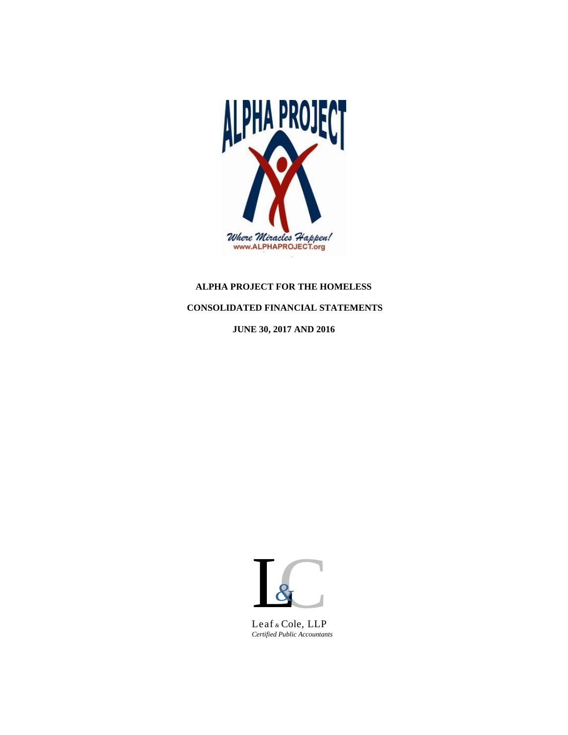**ALPHA PROJECT FOR THE HOMELESS**

**CONSOLIDATED FINANCIAL STATEMENTS**

**JUNE 30, 2017 AND 2016**

Leaf & Cole, LLP
*Certified Public Accountants*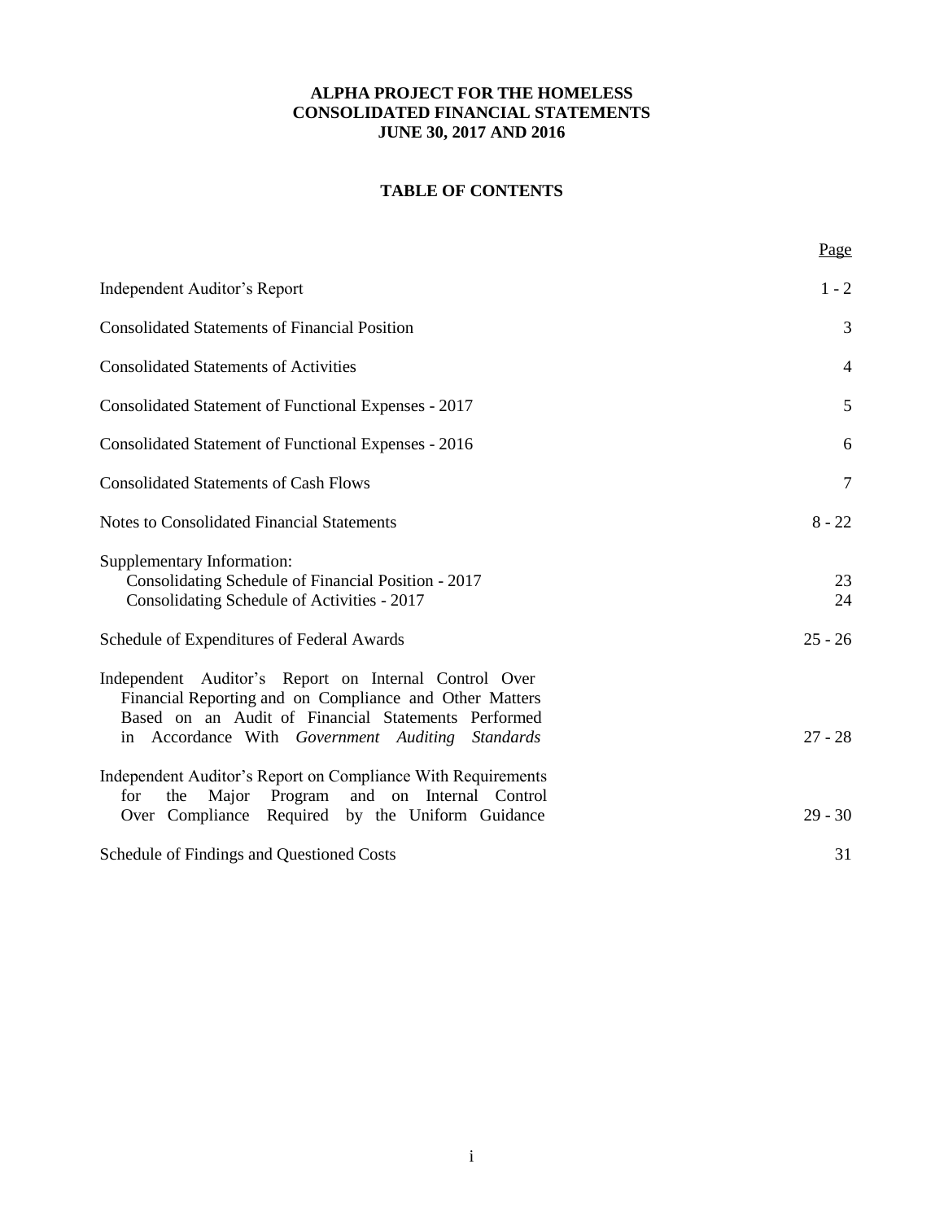# ALPHA PROJECT FOR THE HOMELESS
# CONSOLIDATED FINANCIAL STATEMENTS
# JUNE 30, 2017 AND 2016

## TABLE OF CONTENTS

| | Page |
|---|---|
| Independent Auditor's Report | 1 - 2 |
| Consolidated Statements of Financial Position | 3 |
| Consolidated Statements of Activities | 4 |
| Consolidated Statement of Functional Expenses - 2017 | 5 |
| Consolidated Statement of Functional Expenses - 2016 | 6 |
| Consolidated Statements of Cash Flows | 7 |
| Notes to Consolidated Financial Statements | 8 - 22 |
| Supplementary Information: | |
| Consolidating Schedule of Financial Position - 2017 | 23 |
| Consolidating Schedule of Activities - 2017 | 24 |
| Schedule of Expenditures of Federal Awards | 25 - 26 |
| Independent Auditor's Report on Internal Control Over Financial Reporting and on Compliance and Other Matters Based on an Audit of Financial Statements Performed in Accordance With *Government Auditing Standards* | 27 - 28 |
| Independent Auditor's Report on Compliance With Requirements for the Major Program and on Internal Control Over Compliance Required by the Uniform Guidance | 29 - 30 |
| Schedule of Findings and Questioned Costs | 31 |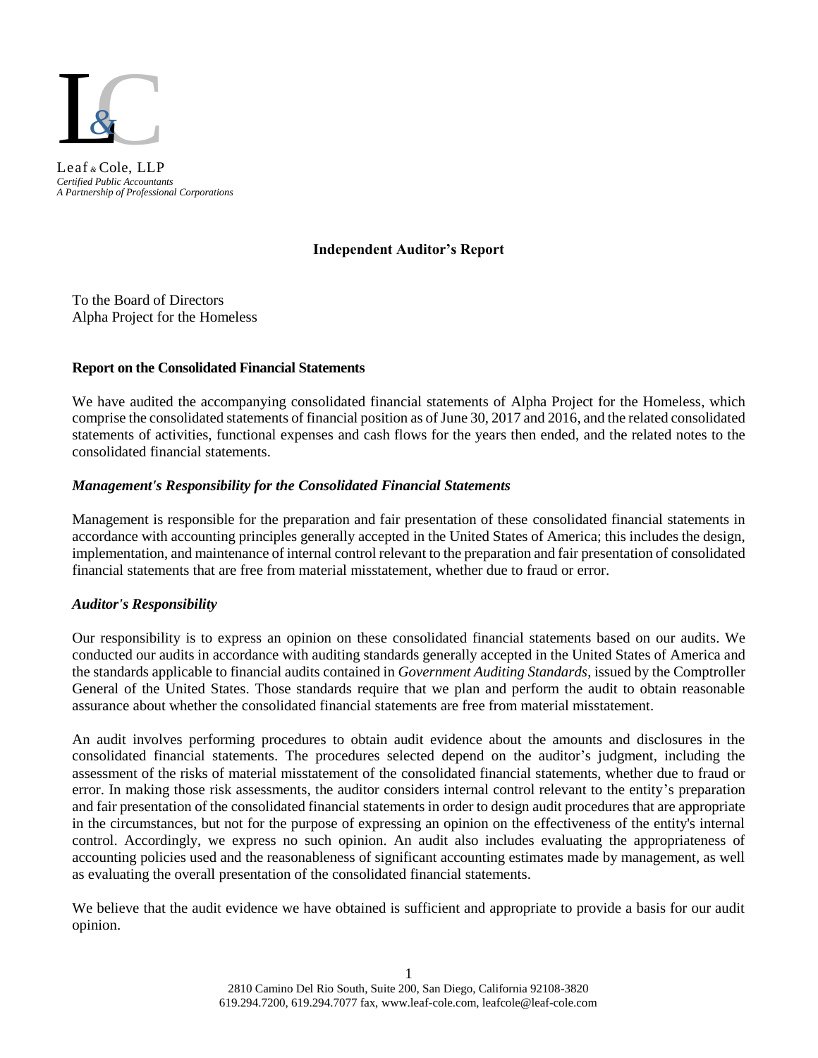Leaf & Cole, LLP
*Certified Public Accountants*
*A Partnership of Professional Corporations*

**Independent Auditor's Report**

To the Board of Directors
Alpha Project for the Homeless

**Report on the Consolidated Financial Statements**

We have audited the accompanying consolidated financial statements of Alpha Project for the Homeless, which comprise the consolidated statements of financial position as of June 30, 2017 and 2016, and the related consolidated statements of activities, functional expenses and cash flows for the years then ended, and the related notes to the consolidated financial statements.

***Management's Responsibility for the Consolidated Financial Statements***

Management is responsible for the preparation and fair presentation of these consolidated financial statements in accordance with accounting principles generally accepted in the United States of America; this includes the design, implementation, and maintenance of internal control relevant to the preparation and fair presentation of consolidated financial statements that are free from material misstatement, whether due to fraud or error.

***Auditor's Responsibility***

Our responsibility is to express an opinion on these consolidated financial statements based on our audits. We conducted our audits in accordance with auditing standards generally accepted in the United States of America and the standards applicable to financial audits contained in *Government Auditing Standards*, issued by the Comptroller General of the United States. Those standards require that we plan and perform the audit to obtain reasonable assurance about whether the consolidated financial statements are free from material misstatement.

An audit involves performing procedures to obtain audit evidence about the amounts and disclosures in the consolidated financial statements. The procedures selected depend on the auditor's judgment, including the assessment of the risks of material misstatement of the consolidated financial statements, whether due to fraud or error. In making those risk assessments, the auditor considers internal control relevant to the entity's preparation and fair presentation of the consolidated financial statements in order to design audit procedures that are appropriate in the circumstances, but not for the purpose of expressing an opinion on the effectiveness of the entity's internal control. Accordingly, we express no such opinion. An audit also includes evaluating the appropriateness of accounting policies used and the reasonableness of significant accounting estimates made by management, as well as evaluating the overall presentation of the consolidated financial statements.

We believe that the audit evidence we have obtained is sufficient and appropriate to provide a basis for our audit opinion.

2810 Camino Del Rio South, Suite 200, San Diego, California 92108-3820
619.294.7200, 619.294.7077 fax, www.leaf-cole.com, leafcole@leaf-cole.com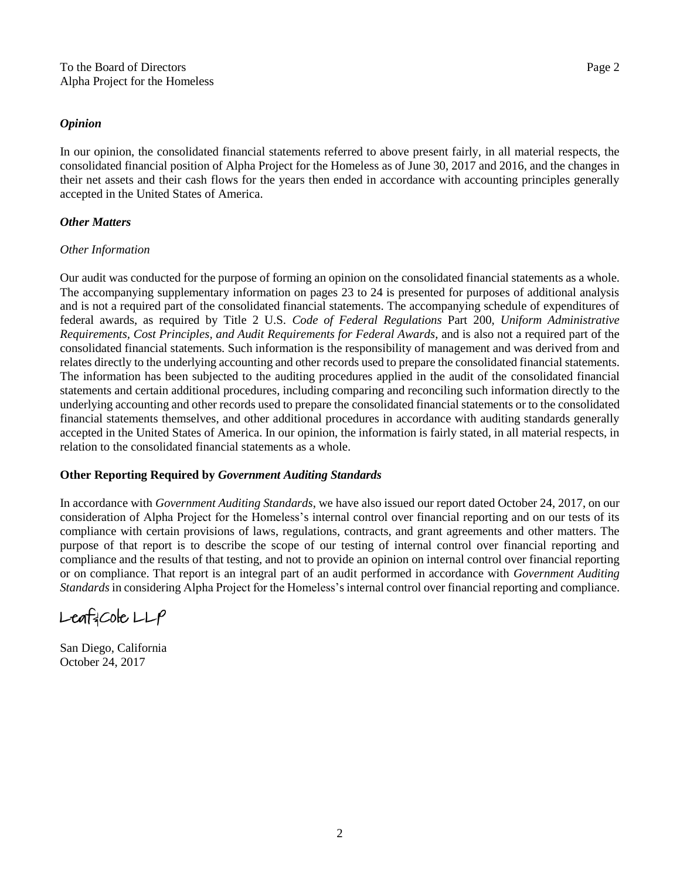To the Board of Directors
Alpha Project for the Homeless

### *Opinion*

In our opinion, the consolidated financial statements referred to above present fairly, in all material respects, the consolidated financial position of Alpha Project for the Homeless as of June 30, 2017 and 2016, and the changes in their net assets and their cash flows for the years then ended in accordance with accounting principles generally accepted in the United States of America.

### *Other Matters*

*Other Information*

Our audit was conducted for the purpose of forming an opinion on the consolidated financial statements as a whole. The accompanying supplementary information on pages 23 to 24 is presented for purposes of additional analysis and is not a required part of the consolidated financial statements. The accompanying schedule of expenditures of federal awards, as required by Title 2 U.S. *Code of Federal Regulations* Part 200, *Uniform Administrative Requirements, Cost Principles, and Audit Requirements for Federal Awards,* and is also not a required part of the consolidated financial statements. Such information is the responsibility of management and was derived from and relates directly to the underlying accounting and other records used to prepare the consolidated financial statements. The information has been subjected to the auditing procedures applied in the audit of the consolidated financial statements and certain additional procedures, including comparing and reconciling such information directly to the underlying accounting and other records used to prepare the consolidated financial statements or to the consolidated financial statements themselves, and other additional procedures in accordance with auditing standards generally accepted in the United States of America. In our opinion, the information is fairly stated, in all material respects, in relation to the consolidated financial statements as a whole.

### Other Reporting Required by *Government Auditing Standards*

In accordance with *Government Auditing Standards*, we have also issued our report dated October 24, 2017, on our consideration of Alpha Project for the Homeless's internal control over financial reporting and on our tests of its compliance with certain provisions of laws, regulations, contracts, and grant agreements and other matters. The purpose of that report is to describe the scope of our testing of internal control over financial reporting and compliance and the results of that testing, and not to provide an opinion on internal control over financial reporting or on compliance. That report is an integral part of an audit performed in accordance with *Government Auditing Standards* in considering Alpha Project for the Homeless's internal control over financial reporting and compliance.

Leaf & Cole LLP

San Diego, California
October 24, 2017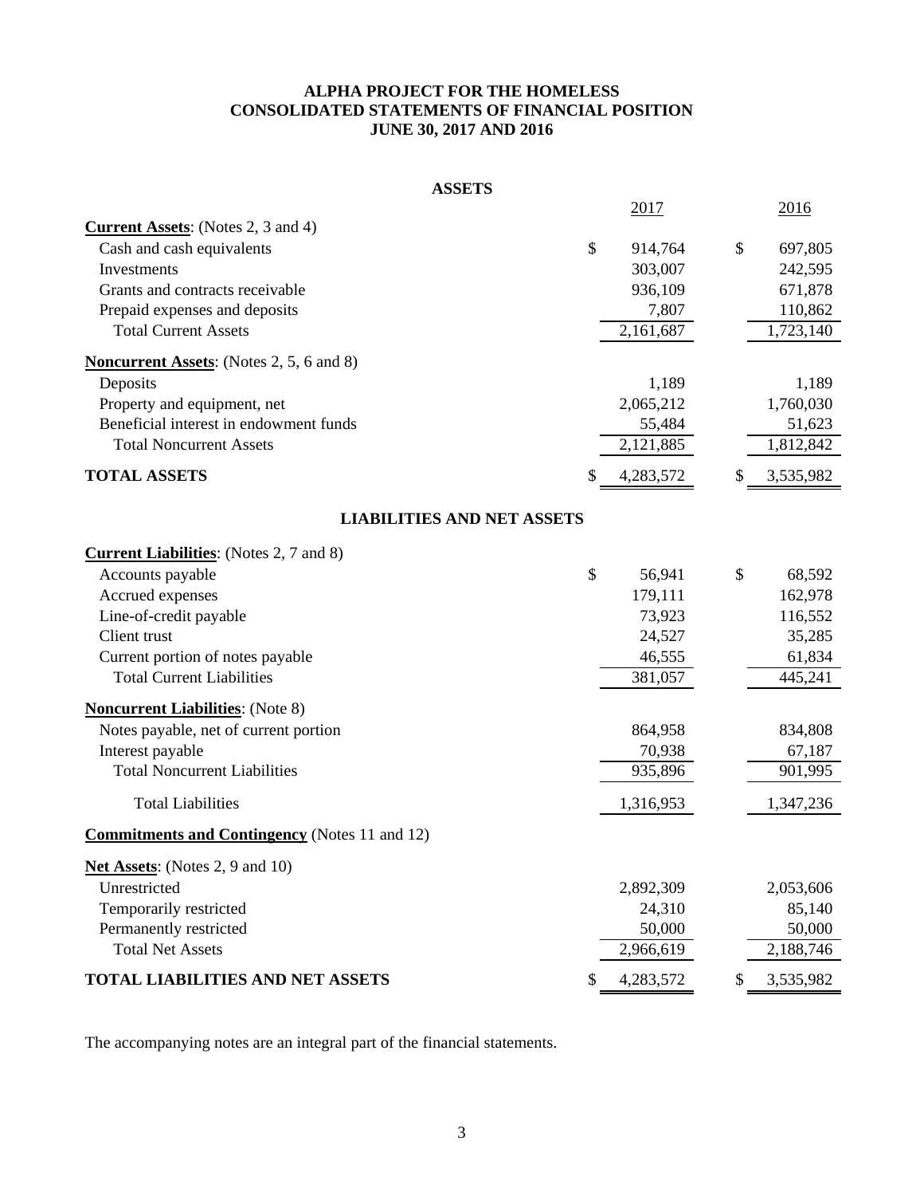# ALPHA PROJECT FOR THE HOMELESS
## CONSOLIDATED STATEMENTS OF FINANCIAL POSITION
### JUNE 30, 2017 AND 2016

**ASSETS**

| | 2017 | 2016 |
|---|---|---|
| **Current Assets**: (Notes 2, 3 and 4) | | |
| Cash and cash equivalents | $ 914,764 | $ 697,805 |
| Investments | 303,007 | 242,595 |
| Grants and contracts receivable | 936,109 | 671,878 |
| Prepaid expenses and deposits | 7,807 | 110,862 |
| Total Current Assets | 2,161,687 | 1,723,140 |
| **Noncurrent Assets**: (Notes 2, 5, 6 and 8) | | |
| Deposits | 1,189 | 1,189 |
| Property and equipment, net | 2,065,212 | 1,760,030 |
| Beneficial interest in endowment funds | 55,484 | 51,623 |
| Total Noncurrent Assets | 2,121,885 | 1,812,842 |
| **TOTAL ASSETS** | $ 4,283,572 | $ 3,535,982 |

**LIABILITIES AND NET ASSETS**

| | 2017 | 2016 |
|---|---|---|
| **Current Liabilities**: (Notes 2, 7 and 8) | | |
| Accounts payable | $ 56,941 | $ 68,592 |
| Accrued expenses | 179,111 | 162,978 |
| Line-of-credit payable | 73,923 | 116,552 |
| Client trust | 24,527 | 35,285 |
| Current portion of notes payable | 46,555 | 61,834 |
| Total Current Liabilities | 381,057 | 445,241 |
| **Noncurrent Liabilities**: (Note 8) | | |
| Notes payable, net of current portion | 864,958 | 834,808 |
| Interest payable | 70,938 | 67,187 |
| Total Noncurrent Liabilities | 935,896 | 901,995 |
| Total Liabilities | 1,316,953 | 1,347,236 |
| **Commitments and Contingency** (Notes 11 and 12) | | |
| **Net Assets**: (Notes 2, 9 and 10) | | |
| Unrestricted | 2,892,309 | 2,053,606 |
| Temporarily restricted | 24,310 | 85,140 |
| Permanently restricted | 50,000 | 50,000 |
| Total Net Assets | 2,966,619 | 2,188,746 |
| **TOTAL LIABILITIES AND NET ASSETS** | $ 4,283,572 | $ 3,535,982 |

The accompanying notes are an integral part of the financial statements.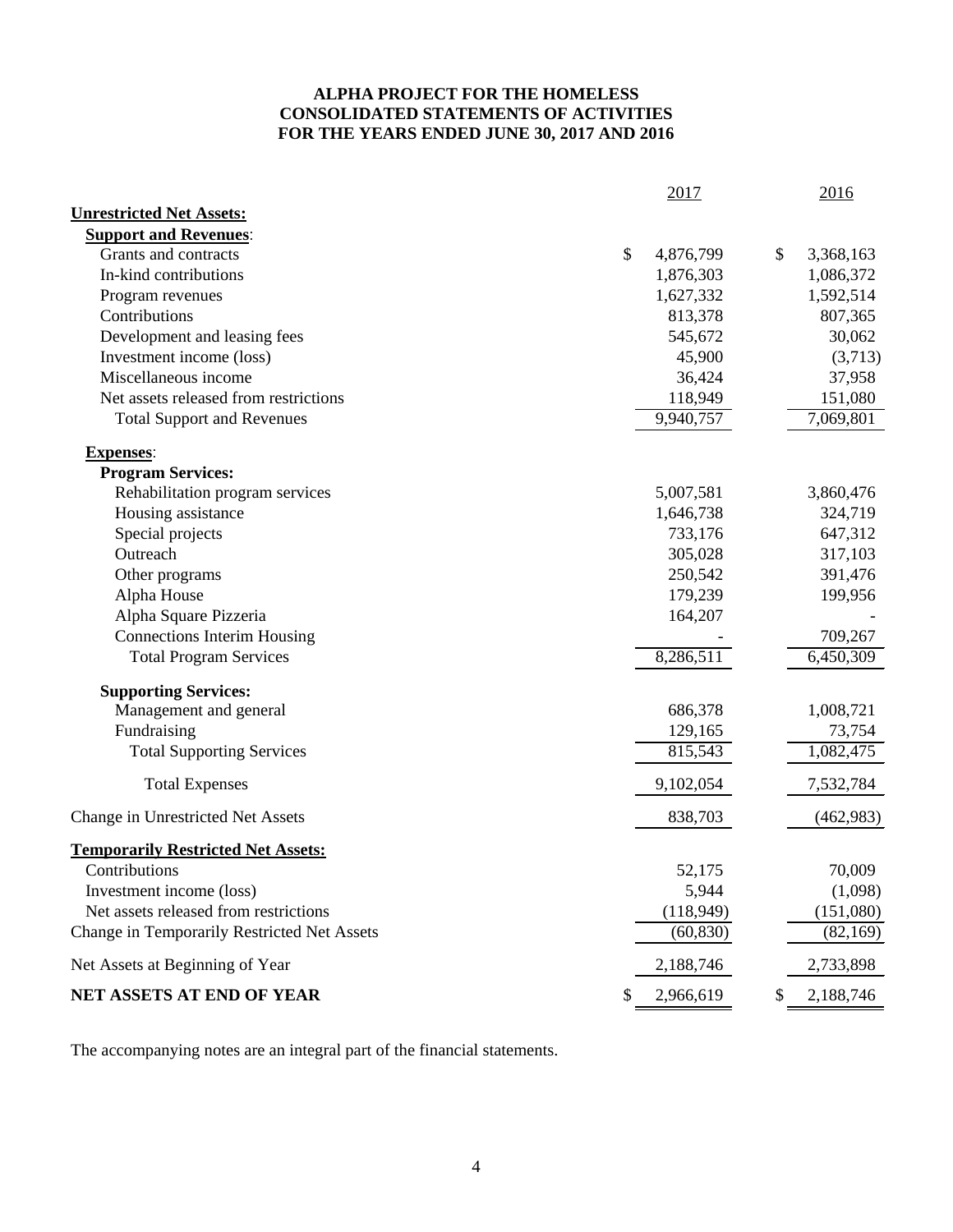**ALPHA PROJECT FOR THE HOMELESS**
**CONSOLIDATED STATEMENTS OF ACTIVITIES**
**FOR THE YEARS ENDED JUNE 30, 2017 AND 2016**

| | 2017 | 2016 |
|---|---|---|
| **Unrestricted Net Assets:** | | |
| **Support and Revenues**: | | |
| Grants and contracts | $ 4,876,799 | $ 3,368,163 |
| In-kind contributions | 1,876,303 | 1,086,372 |
| Program revenues | 1,627,332 | 1,592,514 |
| Contributions | 813,378 | 807,365 |
| Development and leasing fees | 545,672 | 30,062 |
| Investment income (loss) | 45,900 | (3,713) |
| Miscellaneous income | 36,424 | 37,958 |
| Net assets released from restrictions | 118,949 | 151,080 |
| Total Support and Revenues | 9,940,757 | 7,069,801 |
| **Expenses**: | | |
| **Program Services:** | | |
| Rehabilitation program services | 5,007,581 | 3,860,476 |
| Housing assistance | 1,646,738 | 324,719 |
| Special projects | 733,176 | 647,312 |
| Outreach | 305,028 | 317,103 |
| Other programs | 250,542 | 391,476 |
| Alpha House | 179,239 | 199,956 |
| Alpha Square Pizzeria | 164,207 | - |
| Connections Interim Housing | - | 709,267 |
| Total Program Services | 8,286,511 | 6,450,309 |
| **Supporting Services:** | | |
| Management and general | 686,378 | 1,008,721 |
| Fundraising | 129,165 | 73,754 |
| Total Supporting Services | 815,543 | 1,082,475 |
| Total Expenses | 9,102,054 | 7,532,784 |
| Change in Unrestricted Net Assets | 838,703 | (462,983) |
| **Temporarily Restricted Net Assets:** | | |
| Contributions | 52,175 | 70,009 |
| Investment income (loss) | 5,944 | (1,098) |
| Net assets released from restrictions | (118,949) | (151,080) |
| Change in Temporarily Restricted Net Assets | (60,830) | (82,169) |
| Net Assets at Beginning of Year | 2,188,746 | 2,733,898 |
| **NET ASSETS AT END OF YEAR** | $ 2,966,619 | $ 2,188,746 |

The accompanying notes are an integral part of the financial statements.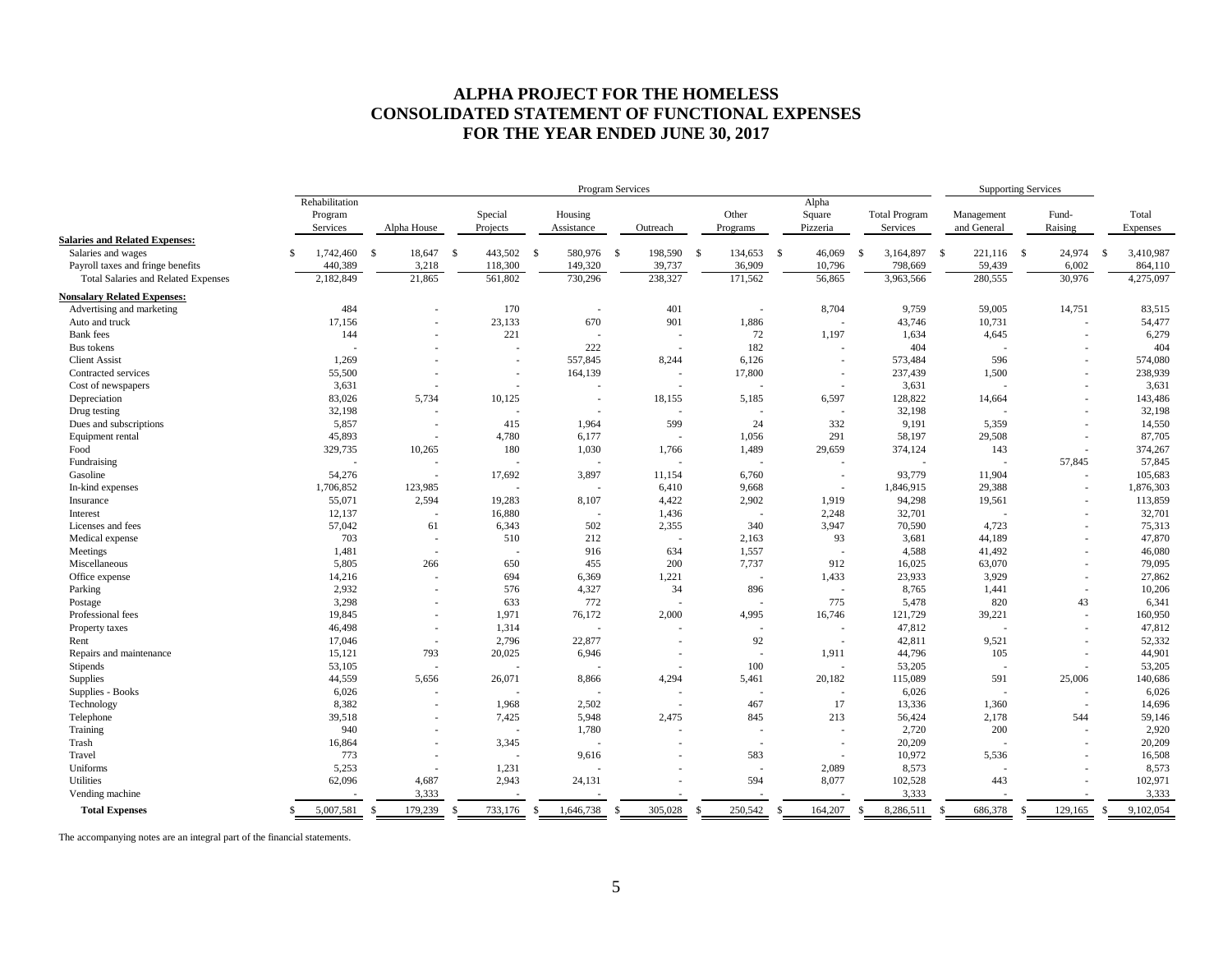# ALPHA PROJECT FOR THE HOMELESS
# CONSOLIDATED STATEMENT OF FUNCTIONAL EXPENSES
# FOR THE YEAR ENDED JUNE 30, 2017

| | Program Services | | | | | | | | Supporting Services | | |
|---|---|---|---|---|---|---|---|---|---|---|---|
| | Rehabilitation Program Services | Alpha House | Special Projects | Housing Assistance | Outreach | Other Programs | Alpha Square Pizzeria | Total Program Services | Management and General | Fund-Raising | Total Expenses |
| **Salaries and Related Expenses:** | | | | | | | | | | | |
| Salaries and wages | $ 1,742,460 | $ 18,647 | $ 443,502 | $ 580,976 | $ 198,590 | $ 134,653 | $ 46,069 | $ 3,164,897 | $ 221,116 | $ 24,974 | $ 3,410,987 |
| Payroll taxes and fringe benefits | 440,389 | 3,218 | 118,300 | 149,320 | 39,737 | 36,909 | 10,796 | 798,669 | 59,439 | 6,002 | 864,110 |
| Total Salaries and Related Expenses | 2,182,849 | 21,865 | 561,802 | 730,296 | 238,327 | 171,562 | 56,865 | 3,963,566 | 280,555 | 30,976 | 4,275,097 |
| **Nonsalary Related Expenses:** | | | | | | | | | | | |
| Advertising and marketing | 484 | - | 170 | - | 401 | - | 8,704 | 9,759 | 59,005 | 14,751 | 83,515 |
| Auto and truck | 17,156 | - | 23,133 | 670 | 901 | 1,886 | - | 43,746 | 10,731 | - | 54,477 |
| Bank fees | 144 | - | 221 | - | - | 72 | 1,197 | 1,634 | 4,645 | - | 6,279 |
| Bus tokens | - | - | - | 222 | - | 182 | - | 404 | - | - | 404 |
| Client Assist | 1,269 | - | - | 557,845 | 8,244 | 6,126 | - | 573,484 | 596 | - | 574,080 |
| Contracted services | 55,500 | - | - | 164,139 | - | 17,800 | - | 237,439 | 1,500 | - | 238,939 |
| Cost of newspapers | 3,631 | - | - | - | - | - | - | 3,631 | - | - | 3,631 |
| Depreciation | 83,026 | 5,734 | 10,125 | - | 18,155 | 5,185 | 6,597 | 128,822 | 14,664 | - | 143,486 |
| Drug testing | 32,198 | - | - | - | - | - | - | 32,198 | - | - | 32,198 |
| Dues and subscriptions | 5,857 | - | 415 | 1,964 | 599 | 24 | 332 | 9,191 | 5,359 | - | 14,550 |
| Equipment rental | 45,893 | - | 4,780 | 6,177 | - | 1,056 | 291 | 58,197 | 29,508 | - | 87,705 |
| Food | 329,735 | 10,265 | 180 | 1,030 | 1,766 | 1,489 | 29,659 | 374,124 | 143 | - | 374,267 |
| Fundraising | - | - | - | - | - | - | - | - | - | 57,845 | 57,845 |
| Gasoline | 54,276 | - | 17,692 | 3,897 | 11,154 | 6,760 | - | 93,779 | 11,904 | - | 105,683 |
| In-kind expenses | 1,706,852 | 123,985 | - | - | 6,410 | 9,668 | - | 1,846,915 | 29,388 | - | 1,876,303 |
| Insurance | 55,071 | 2,594 | 19,283 | 8,107 | 4,422 | 2,902 | 1,919 | 94,298 | 19,561 | - | 113,859 |
| Interest | 12,137 | - | 16,880 | - | 1,436 | - | 2,248 | 32,701 | - | - | 32,701 |
| Licenses and fees | 57,042 | 61 | 6,343 | 502 | 2,355 | 340 | 3,947 | 70,590 | 4,723 | - | 75,313 |
| Medical expense | 703 | - | 510 | 212 | - | 2,163 | 93 | 3,681 | 44,189 | - | 47,870 |
| Meetings | 1,481 | - | - | 916 | 634 | 1,557 | - | 4,588 | 41,492 | - | 46,080 |
| Miscellaneous | 5,805 | 266 | 650 | 455 | 200 | 7,737 | 912 | 16,025 | 63,070 | - | 79,095 |
| Office expense | 14,216 | - | 694 | 6,369 | 1,221 | - | 1,433 | 23,933 | 3,929 | - | 27,862 |
| Parking | 2,932 | - | 576 | 4,327 | 34 | 896 | - | 8,765 | 1,441 | - | 10,206 |
| Postage | 3,298 | - | 633 | 772 | - | - | 775 | 5,478 | 820 | 43 | 6,341 |
| Professional fees | 19,845 | - | 1,971 | 76,172 | 2,000 | 4,995 | 16,746 | 121,729 | 39,221 | - | 160,950 |
| Property taxes | 46,498 | - | 1,314 | - | - | - | - | 47,812 | - | - | 47,812 |
| Rent | 17,046 | - | 2,796 | 22,877 | - | 92 | - | 42,811 | 9,521 | - | 52,332 |
| Repairs and maintenance | 15,121 | 793 | 20,025 | 6,946 | - | - | 1,911 | 44,796 | 105 | - | 44,901 |
| Stipends | 53,105 | - | - | - | - | 100 | - | 53,205 | - | - | 53,205 |
| Supplies | 44,559 | 5,656 | 26,071 | 8,866 | 4,294 | 5,461 | 20,182 | 115,089 | 591 | 25,006 | 140,686 |
| Supplies - Books | 6,026 | - | - | - | - | - | - | 6,026 | - | - | 6,026 |
| Technology | 8,382 | - | 1,968 | 2,502 | - | 467 | 17 | 13,336 | 1,360 | - | 14,696 |
| Telephone | 39,518 | - | 7,425 | 5,948 | 2,475 | 845 | 213 | 56,424 | 2,178 | 544 | 59,146 |
| Training | 940 | - | - | 1,780 | - | - | - | 2,720 | 200 | - | 2,920 |
| Trash | 16,864 | - | 3,345 | - | - | - | - | 20,209 | - | - | 20,209 |
| Travel | 773 | - | - | 9,616 | - | 583 | - | 10,972 | 5,536 | - | 16,508 |
| Uniforms | 5,253 | - | 1,231 | - | - | - | 2,089 | 8,573 | - | - | 8,573 |
| Utilities | 62,096 | 4,687 | 2,943 | 24,131 | - | 594 | 8,077 | 102,528 | 443 | - | 102,971 |
| Vending machine | - | 3,333 | - | - | - | - | - | 3,333 | - | - | 3,333 |
| **Total Expenses** | $ 5,007,581 | $ 179,239 | $ 733,176 | $ 1,646,738 | $ 305,028 | $ 250,542 | $ 164,207 | $ 8,286,511 | $ 686,378 | $ 129,165 | $ 9,102,054 |

The accompanying notes are an integral part of the financial statements.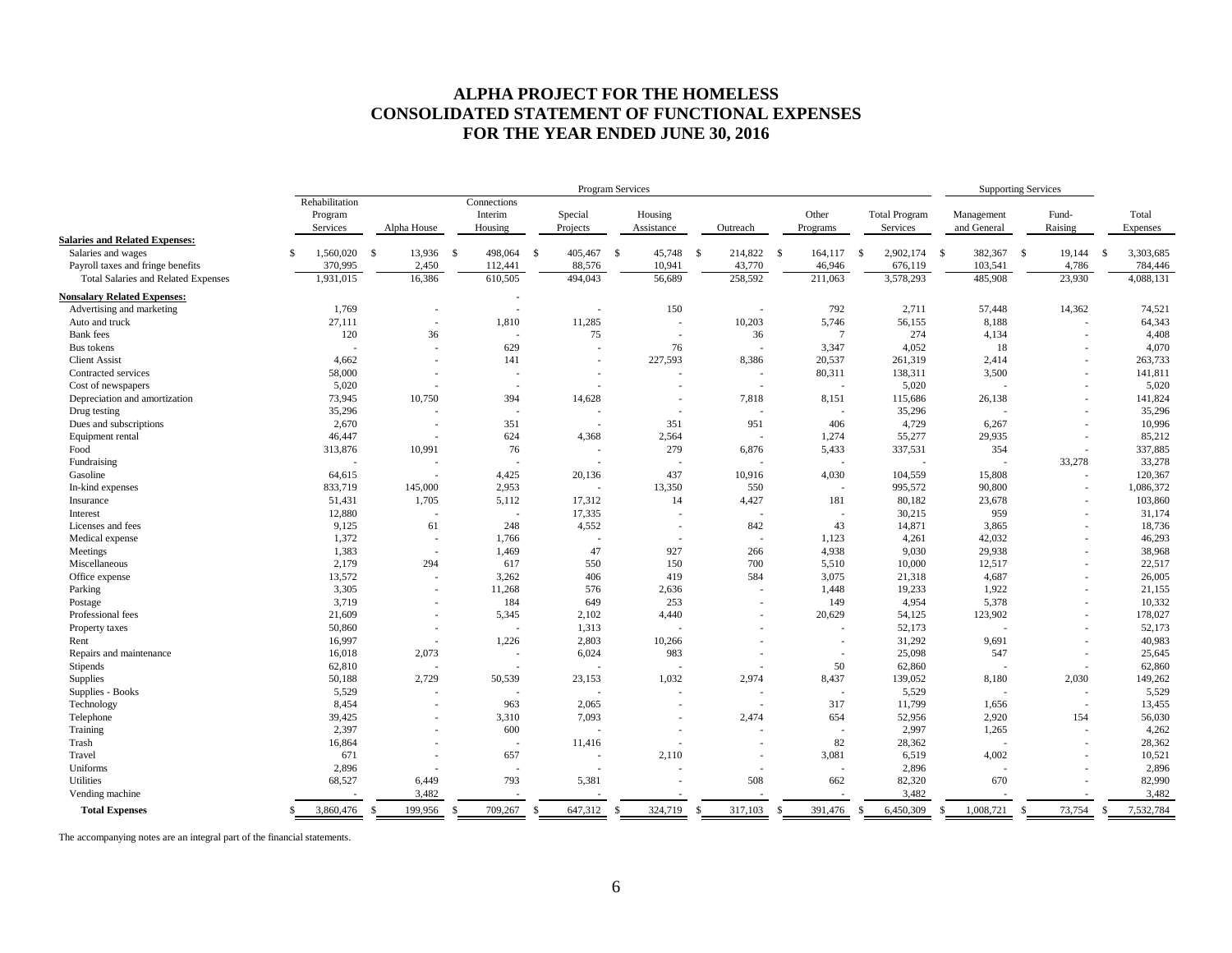# ALPHA PROJECT FOR THE HOMELESS
# CONSOLIDATED STATEMENT OF FUNCTIONAL EXPENSES
# FOR THE YEAR ENDED JUNE 30, 2016

| | Program Services | | | | | | | | Supporting Services | | |
|---|---|---|---|---|---|---|---|---|---|---|---|
| | Rehabilitation Program Services | Alpha House | Connections Interim Housing | Special Projects | Housing Assistance | Outreach | Other Programs | Total Program Services | Management and General | Fund-Raising | Total Expenses |
| **Salaries and Related Expenses:** | | | | | | | | | | | |
| Salaries and wages | $ 1,560,020 | $ 13,936 | $ 498,064 | $ 405,467 | $ 45,748 | $ 214,822 | $ 164,117 | $ 2,902,174 | $ 382,367 | $ 19,144 | $ 3,303,685 |
| Payroll taxes and fringe benefits | 370,995 | 2,450 | 112,441 | 88,576 | 10,941 | 43,770 | 46,946 | 676,119 | 103,541 | 4,786 | 784,446 |
| Total Salaries and Related Expenses | 1,931,015 | 16,386 | 610,505 | 494,043 | 56,689 | 258,592 | 211,063 | 3,578,293 | 485,908 | 23,930 | 4,088,131 |
| **Nonsalary Related Expenses:** | | | - | | | | | | | | |
| Advertising and marketing | 1,769 | - | - | - | 150 | - | 792 | 2,711 | 57,448 | 14,362 | 74,521 |
| Auto and truck | 27,111 | - | 1,810 | 11,285 | - | 10,203 | 5,746 | 56,155 | 8,188 | - | 64,343 |
| Bank fees | 120 | 36 | - | 75 | - | 36 | 7 | 274 | 4,134 | - | 4,408 |
| Bus tokens | - | - | 629 | - | 76 | - | 3,347 | 4,052 | 18 | - | 4,070 |
| Client Assist | 4,662 | - | 141 | - | 227,593 | 8,386 | 20,537 | 261,319 | 2,414 | - | 263,733 |
| Contracted services | 58,000 | - | - | - | - | - | 80,311 | 138,311 | 3,500 | - | 141,811 |
| Cost of newspapers | 5,020 | - | - | - | - | - | - | 5,020 | - | - | 5,020 |
| Depreciation and amortization | 73,945 | 10,750 | 394 | 14,628 | - | 7,818 | 8,151 | 115,686 | 26,138 | - | 141,824 |
| Drug testing | 35,296 | - | - | - | - | - | - | 35,296 | - | - | 35,296 |
| Dues and subscriptions | 2,670 | - | 351 | - | 351 | 951 | 406 | 4,729 | 6,267 | - | 10,996 |
| Equipment rental | 46,447 | - | 624 | 4,368 | 2,564 | - | 1,274 | 55,277 | 29,935 | - | 85,212 |
| Food | 313,876 | 10,991 | 76 | - | 279 | 6,876 | 5,433 | 337,531 | 354 | - | 337,885 |
| Fundraising | - | - | - | - | - | - | - | - | - | 33,278 | 33,278 |
| Gasoline | 64,615 | - | 4,425 | 20,136 | 437 | 10,916 | 4,030 | 104,559 | 15,808 | - | 120,367 |
| In-kind expenses | 833,719 | 145,000 | 2,953 | - | 13,350 | 550 | - | 995,572 | 90,800 | - | 1,086,372 |
| Insurance | 51,431 | 1,705 | 5,112 | 17,312 | 14 | 4,427 | 181 | 80,182 | 23,678 | - | 103,860 |
| Interest | 12,880 | - | - | 17,335 | - | - | - | 30,215 | 959 | - | 31,174 |
| Licenses and fees | 9,125 | 61 | 248 | 4,552 | - | 842 | 43 | 14,871 | 3,865 | - | 18,736 |
| Medical expense | 1,372 | - | 1,766 | - | - | - | 1,123 | 4,261 | 42,032 | - | 46,293 |
| Meetings | 1,383 | - | 1,469 | 47 | 927 | 266 | 4,938 | 9,030 | 29,938 | - | 38,968 |
| Miscellaneous | 2,179 | 294 | 617 | 550 | 150 | 700 | 5,510 | 10,000 | 12,517 | - | 22,517 |
| Office expense | 13,572 | - | 3,262 | 406 | 419 | 584 | 3,075 | 21,318 | 4,687 | - | 26,005 |
| Parking | 3,305 | - | 11,268 | 576 | 2,636 | - | 1,448 | 19,233 | 1,922 | - | 21,155 |
| Postage | 3,719 | - | 184 | 649 | 253 | - | 149 | 4,954 | 5,378 | - | 10,332 |
| Professional fees | 21,609 | - | 5,345 | 2,102 | 4,440 | - | 20,629 | 54,125 | 123,902 | - | 178,027 |
| Property taxes | 50,860 | - | - | 1,313 | - | - | - | 52,173 | - | - | 52,173 |
| Rent | 16,997 | - | 1,226 | 2,803 | 10,266 | - | - | 31,292 | 9,691 | - | 40,983 |
| Repairs and maintenance | 16,018 | 2,073 | - | 6,024 | 983 | - | - | 25,098 | 547 | - | 25,645 |
| Stipends | 62,810 | - | - | - | - | - | 50 | 62,860 | - | - | 62,860 |
| Supplies | 50,188 | 2,729 | 50,539 | 23,153 | 1,032 | 2,974 | 8,437 | 139,052 | 8,180 | 2,030 | 149,262 |
| Supplies - Books | 5,529 | - | - | - | - | - | - | 5,529 | - | - | 5,529 |
| Technology | 8,454 | - | 963 | 2,065 | - | - | 317 | 11,799 | 1,656 | - | 13,455 |
| Telephone | 39,425 | - | 3,310 | 7,093 | - | 2,474 | 654 | 52,956 | 2,920 | 154 | 56,030 |
| Training | 2,397 | - | 600 | - | - | - | - | 2,997 | 1,265 | - | 4,262 |
| Trash | 16,864 | - | - | 11,416 | - | - | 82 | 28,362 | - | - | 28,362 |
| Travel | 671 | - | 657 | - | 2,110 | - | 3,081 | 6,519 | 4,002 | - | 10,521 |
| Uniforms | 2,896 | - | - | - | - | - | - | 2,896 | - | - | 2,896 |
| Utilities | 68,527 | 6,449 | 793 | 5,381 | - | 508 | 662 | 82,320 | 670 | - | 82,990 |
| Vending machine | - | 3,482 | - | - | - | - | - | 3,482 | - | - | 3,482 |
| **Total Expenses** | $ 3,860,476 | $ 199,956 | $ 709,267 | $ 647,312 | $ 324,719 | $ 317,103 | $ 391,476 | $ 6,450,309 | $ 1,008,721 | $ 73,754 | $ 7,532,784 |

The accompanying notes are an integral part of the financial statements.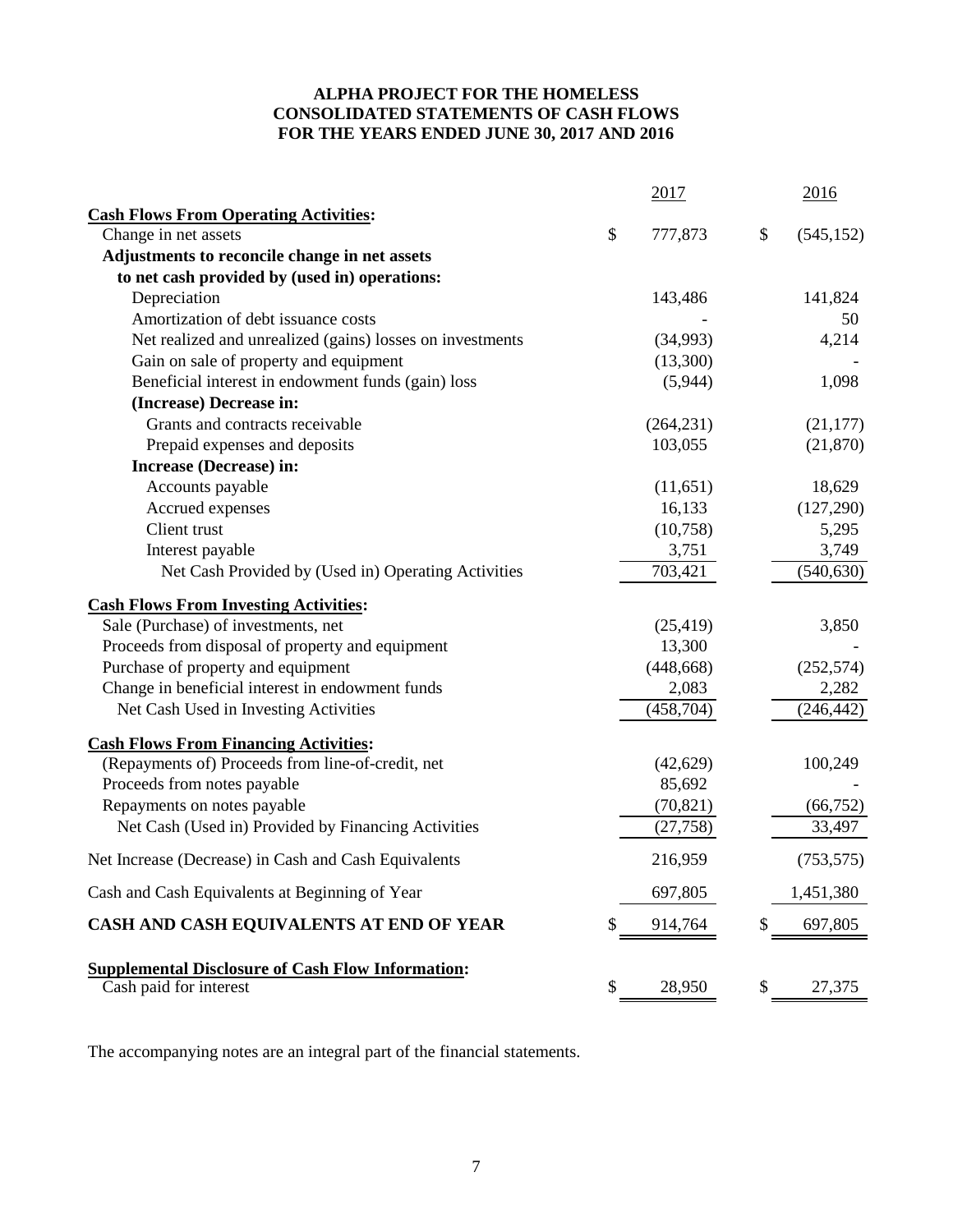**ALPHA PROJECT FOR THE HOMELESS**
**CONSOLIDATED STATEMENTS OF CASH FLOWS**
**FOR THE YEARS ENDED JUNE 30, 2017 AND 2016**

| | 2017 | 2016 |
|---|---|---|
| **Cash Flows From Operating Activities:** | | |
| Change in net assets | $ 777,873 | $ (545,152) |
| **Adjustments to reconcile change in net assets to net cash provided by (used in) operations:** | | |
| Depreciation | 143,486 | 141,824 |
| Amortization of debt issuance costs | - | 50 |
| Net realized and unrealized (gains) losses on investments | (34,993) | 4,214 |
| Gain on sale of property and equipment | (13,300) | - |
| Beneficial interest in endowment funds (gain) loss | (5,944) | 1,098 |
| **(Increase) Decrease in:** | | |
| Grants and contracts receivable | (264,231) | (21,177) |
| Prepaid expenses and deposits | 103,055 | (21,870) |
| **Increase (Decrease) in:** | | |
| Accounts payable | (11,651) | 18,629 |
| Accrued expenses | 16,133 | (127,290) |
| Client trust | (10,758) | 5,295 |
| Interest payable | 3,751 | 3,749 |
| Net Cash Provided by (Used in) Operating Activities | 703,421 | (540,630) |
| **Cash Flows From Investing Activities:** | | |
| Sale (Purchase) of investments, net | (25,419) | 3,850 |
| Proceeds from disposal of property and equipment | 13,300 | - |
| Purchase of property and equipment | (448,668) | (252,574) |
| Change in beneficial interest in endowment funds | 2,083 | 2,282 |
| Net Cash Used in Investing Activities | (458,704) | (246,442) |
| **Cash Flows From Financing Activities:** | | |
| (Repayments of) Proceeds from line-of-credit, net | (42,629) | 100,249 |
| Proceeds from notes payable | 85,692 | - |
| Repayments on notes payable | (70,821) | (66,752) |
| Net Cash (Used in) Provided by Financing Activities | (27,758) | 33,497 |
| Net Increase (Decrease) in Cash and Cash Equivalents | 216,959 | (753,575) |
| Cash and Cash Equivalents at Beginning of Year | 697,805 | 1,451,380 |
| **CASH AND CASH EQUIVALENTS AT END OF YEAR** | $ 914,764 | $ 697,805 |
| **Supplemental Disclosure of Cash Flow Information:** | | |
| Cash paid for interest | $ 28,950 | $ 27,375 |

The accompanying notes are an integral part of the financial statements.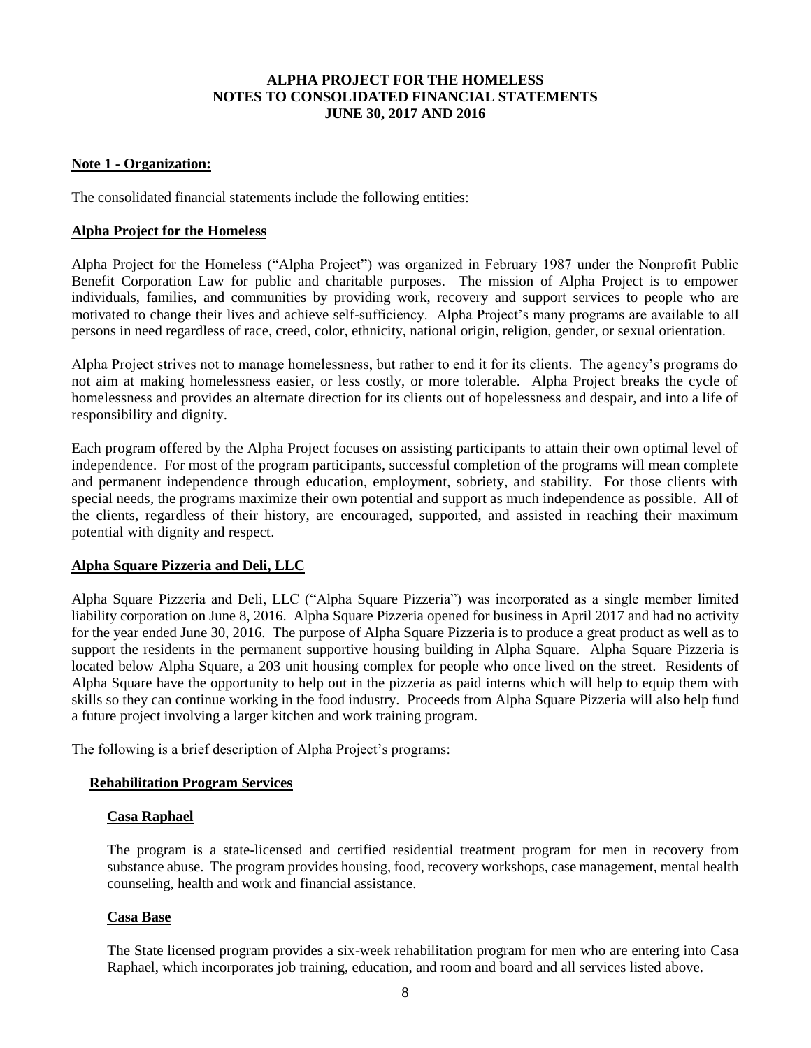**ALPHA PROJECT FOR THE HOMELESS**
**NOTES TO CONSOLIDATED FINANCIAL STATEMENTS**
**JUNE 30, 2017 AND 2016**

## Note 1 - Organization:

The consolidated financial statements include the following entities:

### Alpha Project for the Homeless

Alpha Project for the Homeless ("Alpha Project") was organized in February 1987 under the Nonprofit Public Benefit Corporation Law for public and charitable purposes. The mission of Alpha Project is to empower individuals, families, and communities by providing work, recovery and support services to people who are motivated to change their lives and achieve self-sufficiency. Alpha Project's many programs are available to all persons in need regardless of race, creed, color, ethnicity, national origin, religion, gender, or sexual orientation.

Alpha Project strives not to manage homelessness, but rather to end it for its clients. The agency's programs do not aim at making homelessness easier, or less costly, or more tolerable. Alpha Project breaks the cycle of homelessness and provides an alternate direction for its clients out of hopelessness and despair, and into a life of responsibility and dignity.

Each program offered by the Alpha Project focuses on assisting participants to attain their own optimal level of independence. For most of the program participants, successful completion of the programs will mean complete and permanent independence through education, employment, sobriety, and stability. For those clients with special needs, the programs maximize their own potential and support as much independence as possible. All of the clients, regardless of their history, are encouraged, supported, and assisted in reaching their maximum potential with dignity and respect.

### Alpha Square Pizzeria and Deli, LLC

Alpha Square Pizzeria and Deli, LLC ("Alpha Square Pizzeria") was incorporated as a single member limited liability corporation on June 8, 2016. Alpha Square Pizzeria opened for business in April 2017 and had no activity for the year ended June 30, 2016. The purpose of Alpha Square Pizzeria is to produce a great product as well as to support the residents in the permanent supportive housing building in Alpha Square. Alpha Square Pizzeria is located below Alpha Square, a 203 unit housing complex for people who once lived on the street. Residents of Alpha Square have the opportunity to help out in the pizzeria as paid interns which will help to equip them with skills so they can continue working in the food industry. Proceeds from Alpha Square Pizzeria will also help fund a future project involving a larger kitchen and work training program.

The following is a brief description of Alpha Project's programs:

#### Rehabilitation Program Services

##### Casa Raphael

The program is a state-licensed and certified residential treatment program for men in recovery from substance abuse. The program provides housing, food, recovery workshops, case management, mental health counseling, health and work and financial assistance.

##### Casa Base

The State licensed program provides a six-week rehabilitation program for men who are entering into Casa Raphael, which incorporates job training, education, and room and board and all services listed above.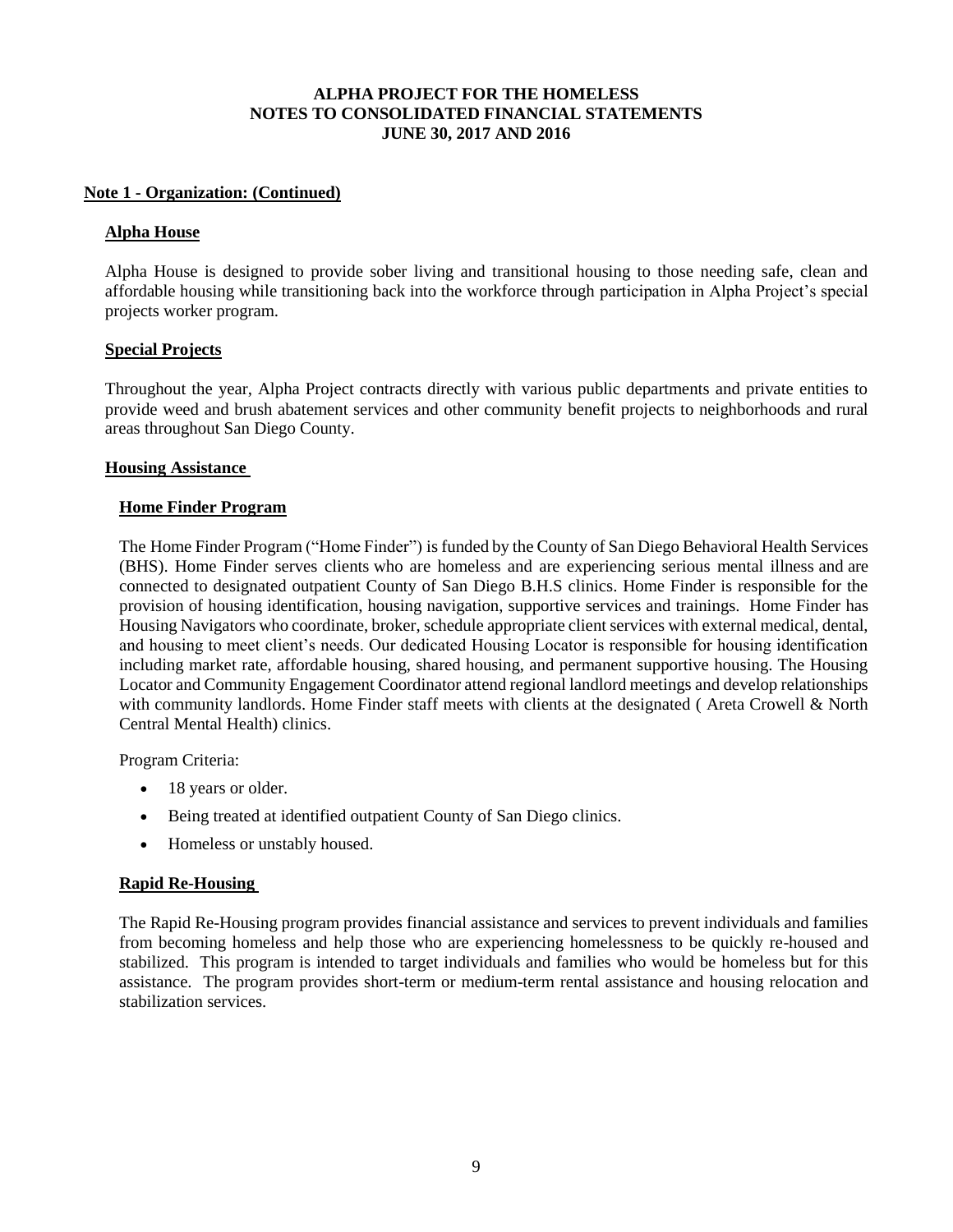**Note 1 - Organization: (Continued)**

**Alpha House**

Alpha House is designed to provide sober living and transitional housing to those needing safe, clean and affordable housing while transitioning back into the workforce through participation in Alpha Project's special projects worker program.

**Special Projects**

Throughout the year, Alpha Project contracts directly with various public departments and private entities to provide weed and brush abatement services and other community benefit projects to neighborhoods and rural areas throughout San Diego County.

**Housing Assistance**

**Home Finder Program**

The Home Finder Program ("Home Finder") is funded by the County of San Diego Behavioral Health Services (BHS). Home Finder serves clients who are homeless and are experiencing serious mental illness and are connected to designated outpatient County of San Diego B.H.S clinics. Home Finder is responsible for the provision of housing identification, housing navigation, supportive services and trainings. Home Finder has Housing Navigators who coordinate, broker, schedule appropriate client services with external medical, dental, and housing to meet client's needs. Our dedicated Housing Locator is responsible for housing identification including market rate, affordable housing, shared housing, and permanent supportive housing. The Housing Locator and Community Engagement Coordinator attend regional landlord meetings and develop relationships with community landlords. Home Finder staff meets with clients at the designated ( Areta Crowell & North Central Mental Health) clinics.

Program Criteria:

- 18 years or older.
- Being treated at identified outpatient County of San Diego clinics.
- Homeless or unstably housed.

**Rapid Re-Housing**

The Rapid Re-Housing program provides financial assistance and services to prevent individuals and families from becoming homeless and help those who are experiencing homelessness to be quickly re-housed and stabilized. This program is intended to target individuals and families who would be homeless but for this assistance. The program provides short-term or medium-term rental assistance and housing relocation and stabilization services.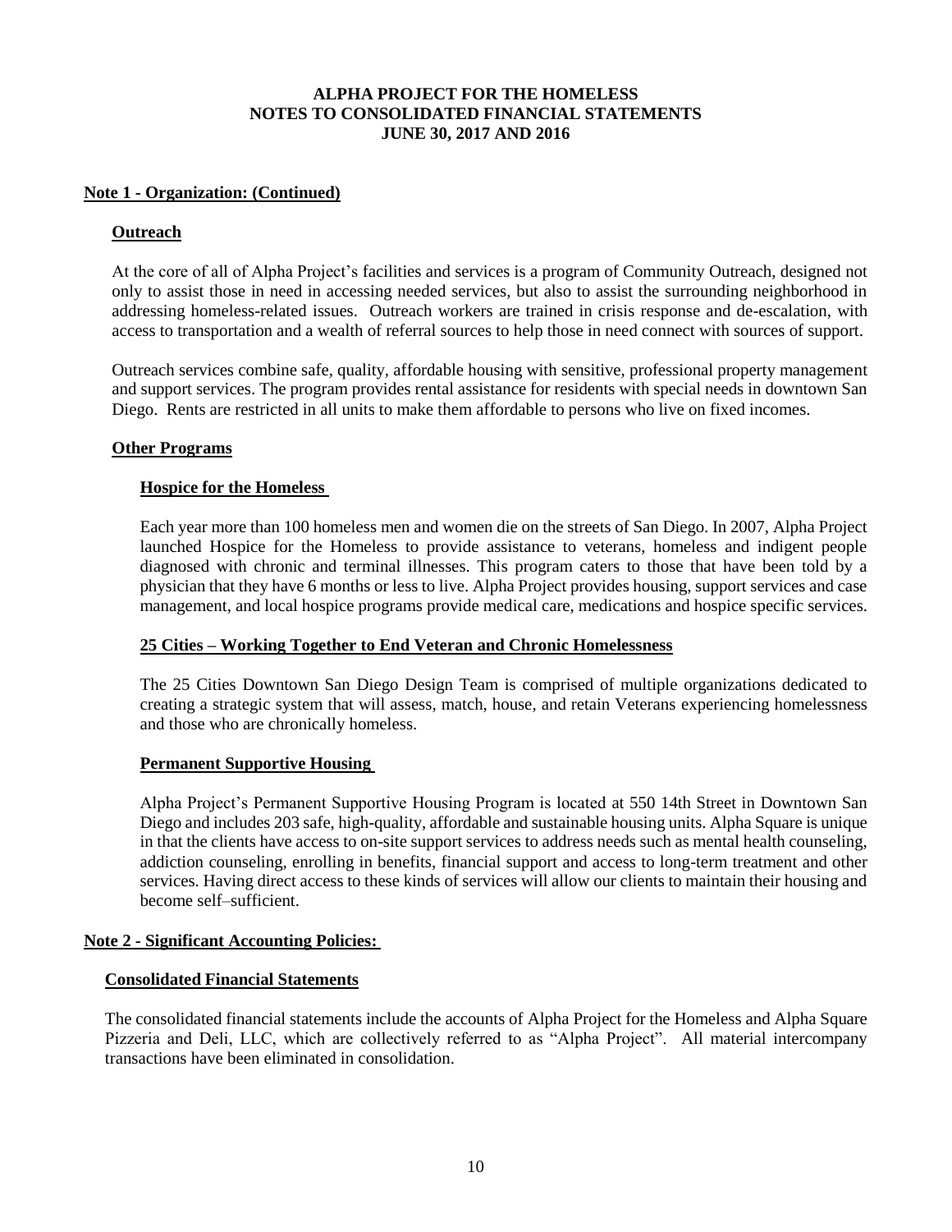# ALPHA PROJECT FOR THE HOMELESS
# NOTES TO CONSOLIDATED FINANCIAL STATEMENTS
# JUNE 30, 2017 AND 2016

## Note 1 - Organization: (Continued)

### Outreach

At the core of all of Alpha Project's facilities and services is a program of Community Outreach, designed not only to assist those in need in accessing needed services, but also to assist the surrounding neighborhood in addressing homeless-related issues. Outreach workers are trained in crisis response and de-escalation, with access to transportation and a wealth of referral sources to help those in need connect with sources of support.

Outreach services combine safe, quality, affordable housing with sensitive, professional property management and support services. The program provides rental assistance for residents with special needs in downtown San Diego. Rents are restricted in all units to make them affordable to persons who live on fixed incomes.

### Other Programs

#### Hospice for the Homeless

Each year more than 100 homeless men and women die on the streets of San Diego. In 2007, Alpha Project launched Hospice for the Homeless to provide assistance to veterans, homeless and indigent people diagnosed with chronic and terminal illnesses. This program caters to those that have been told by a physician that they have 6 months or less to live. Alpha Project provides housing, support services and case management, and local hospice programs provide medical care, medications and hospice specific services.

#### 25 Cities – Working Together to End Veteran and Chronic Homelessness

The 25 Cities Downtown San Diego Design Team is comprised of multiple organizations dedicated to creating a strategic system that will assess, match, house, and retain Veterans experiencing homelessness and those who are chronically homeless.

#### Permanent Supportive Housing

Alpha Project's Permanent Supportive Housing Program is located at 550 14th Street in Downtown San Diego and includes 203 safe, high-quality, affordable and sustainable housing units. Alpha Square is unique in that the clients have access to on-site support services to address needs such as mental health counseling, addiction counseling, enrolling in benefits, financial support and access to long-term treatment and other services. Having direct access to these kinds of services will allow our clients to maintain their housing and become self–sufficient.

## Note 2 - Significant Accounting Policies:

### Consolidated Financial Statements

The consolidated financial statements include the accounts of Alpha Project for the Homeless and Alpha Square Pizzeria and Deli, LLC, which are collectively referred to as "Alpha Project". All material intercompany transactions have been eliminated in consolidation.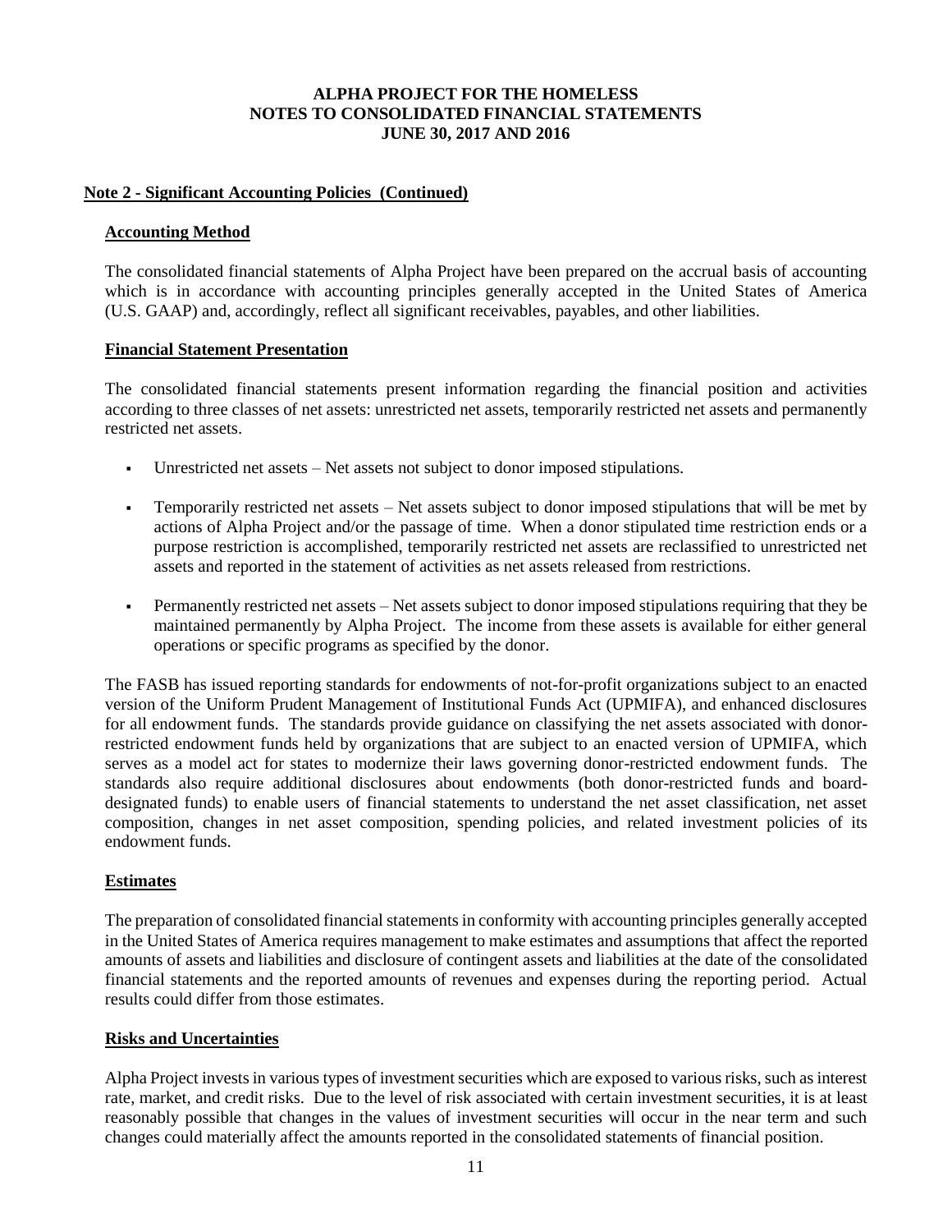# ALPHA PROJECT FOR THE HOMELESS
# NOTES TO CONSOLIDATED FINANCIAL STATEMENTS
# JUNE 30, 2017 AND 2016

## Note 2 - Significant Accounting Policies (Continued)

### Accounting Method

The consolidated financial statements of Alpha Project have been prepared on the accrual basis of accounting which is in accordance with accounting principles generally accepted in the United States of America (U.S. GAAP) and, accordingly, reflect all significant receivables, payables, and other liabilities.

### Financial Statement Presentation

The consolidated financial statements present information regarding the financial position and activities according to three classes of net assets: unrestricted net assets, temporarily restricted net assets and permanently restricted net assets.

- Unrestricted net assets – Net assets not subject to donor imposed stipulations.
- Temporarily restricted net assets – Net assets subject to donor imposed stipulations that will be met by actions of Alpha Project and/or the passage of time. When a donor stipulated time restriction ends or a purpose restriction is accomplished, temporarily restricted net assets are reclassified to unrestricted net assets and reported in the statement of activities as net assets released from restrictions.
- Permanently restricted net assets – Net assets subject to donor imposed stipulations requiring that they be maintained permanently by Alpha Project. The income from these assets is available for either general operations or specific programs as specified by the donor.

The FASB has issued reporting standards for endowments of not-for-profit organizations subject to an enacted version of the Uniform Prudent Management of Institutional Funds Act (UPMIFA), and enhanced disclosures for all endowment funds. The standards provide guidance on classifying the net assets associated with donor-restricted endowment funds held by organizations that are subject to an enacted version of UPMIFA, which serves as a model act for states to modernize their laws governing donor-restricted endowment funds. The standards also require additional disclosures about endowments (both donor-restricted funds and board-designated funds) to enable users of financial statements to understand the net asset classification, net asset composition, changes in net asset composition, spending policies, and related investment policies of its endowment funds.

### Estimates

The preparation of consolidated financial statements in conformity with accounting principles generally accepted in the United States of America requires management to make estimates and assumptions that affect the reported amounts of assets and liabilities and disclosure of contingent assets and liabilities at the date of the consolidated financial statements and the reported amounts of revenues and expenses during the reporting period. Actual results could differ from those estimates.

### Risks and Uncertainties

Alpha Project invests in various types of investment securities which are exposed to various risks, such as interest rate, market, and credit risks. Due to the level of risk associated with certain investment securities, it is at least reasonably possible that changes in the values of investment securities will occur in the near term and such changes could materially affect the amounts reported in the consolidated statements of financial position.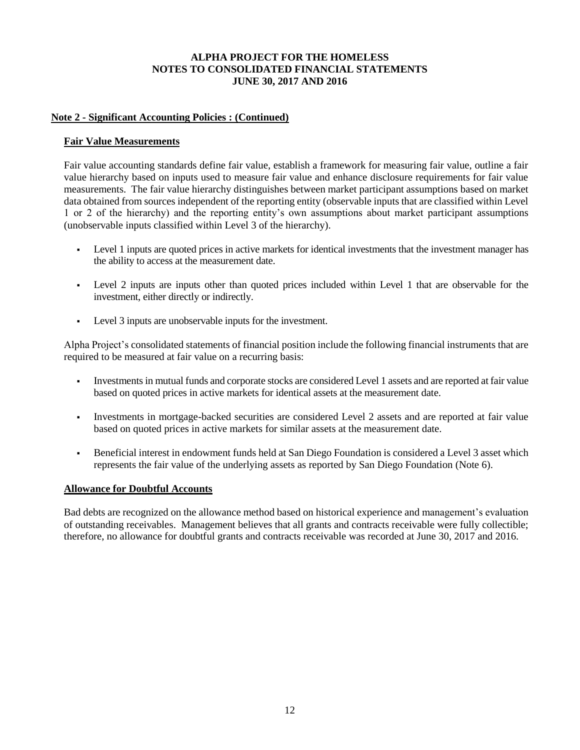**ALPHA PROJECT FOR THE HOMELESS**
**NOTES TO CONSOLIDATED FINANCIAL STATEMENTS**
**JUNE 30, 2017 AND 2016**

## Note 2 - Significant Accounting Policies : (Continued)

### Fair Value Measurements

Fair value accounting standards define fair value, establish a framework for measuring fair value, outline a fair value hierarchy based on inputs used to measure fair value and enhance disclosure requirements for fair value measurements. The fair value hierarchy distinguishes between market participant assumptions based on market data obtained from sources independent of the reporting entity (observable inputs that are classified within Level 1 or 2 of the hierarchy) and the reporting entity's own assumptions about market participant assumptions (unobservable inputs classified within Level 3 of the hierarchy).

- Level 1 inputs are quoted prices in active markets for identical investments that the investment manager has the ability to access at the measurement date.
- Level 2 inputs are inputs other than quoted prices included within Level 1 that are observable for the investment, either directly or indirectly.
- Level 3 inputs are unobservable inputs for the investment.

Alpha Project's consolidated statements of financial position include the following financial instruments that are required to be measured at fair value on a recurring basis:

- Investments in mutual funds and corporate stocks are considered Level 1 assets and are reported at fair value based on quoted prices in active markets for identical assets at the measurement date.
- Investments in mortgage-backed securities are considered Level 2 assets and are reported at fair value based on quoted prices in active markets for similar assets at the measurement date.
- Beneficial interest in endowment funds held at San Diego Foundation is considered a Level 3 asset which represents the fair value of the underlying assets as reported by San Diego Foundation (Note 6).

### Allowance for Doubtful Accounts

Bad debts are recognized on the allowance method based on historical experience and management's evaluation of outstanding receivables. Management believes that all grants and contracts receivable were fully collectible; therefore, no allowance for doubtful grants and contracts receivable was recorded at June 30, 2017 and 2016.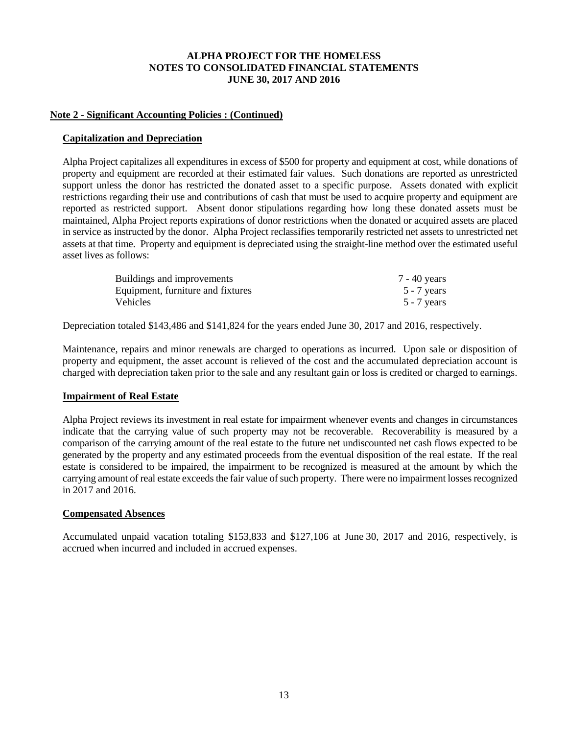# ALPHA PROJECT FOR THE HOMELESS
## NOTES TO CONSOLIDATED FINANCIAL STATEMENTS
### JUNE 30, 2017 AND 2016

**Note 2 - Significant Accounting Policies : (Continued)**

**Capitalization and Depreciation**

Alpha Project capitalizes all expenditures in excess of $500 for property and equipment at cost, while donations of property and equipment are recorded at their estimated fair values. Such donations are reported as unrestricted support unless the donor has restricted the donated asset to a specific purpose. Assets donated with explicit restrictions regarding their use and contributions of cash that must be used to acquire property and equipment are reported as restricted support. Absent donor stipulations regarding how long these donated assets must be maintained, Alpha Project reports expirations of donor restrictions when the donated or acquired assets are placed in service as instructed by the donor. Alpha Project reclassifies temporarily restricted net assets to unrestricted net assets at that time. Property and equipment is depreciated using the straight-line method over the estimated useful asset lives as follows:

| | |
|---|---|
| Buildings and improvements | 7 - 40 years |
| Equipment, furniture and fixtures | 5 - 7 years |
| Vehicles | 5 - 7 years |

Depreciation totaled $143,486 and $141,824 for the years ended June 30, 2017 and 2016, respectively.

Maintenance, repairs and minor renewals are charged to operations as incurred. Upon sale or disposition of property and equipment, the asset account is relieved of the cost and the accumulated depreciation account is charged with depreciation taken prior to the sale and any resultant gain or loss is credited or charged to earnings.

**Impairment of Real Estate**

Alpha Project reviews its investment in real estate for impairment whenever events and changes in circumstances indicate that the carrying value of such property may not be recoverable. Recoverability is measured by a comparison of the carrying amount of the real estate to the future net undiscounted net cash flows expected to be generated by the property and any estimated proceeds from the eventual disposition of the real estate. If the real estate is considered to be impaired, the impairment to be recognized is measured at the amount by which the carrying amount of real estate exceeds the fair value of such property. There were no impairment losses recognized in 2017 and 2016.

**Compensated Absences**

Accumulated unpaid vacation totaling $153,833 and $127,106 at June 30, 2017 and 2016, respectively, is accrued when incurred and included in accrued expenses.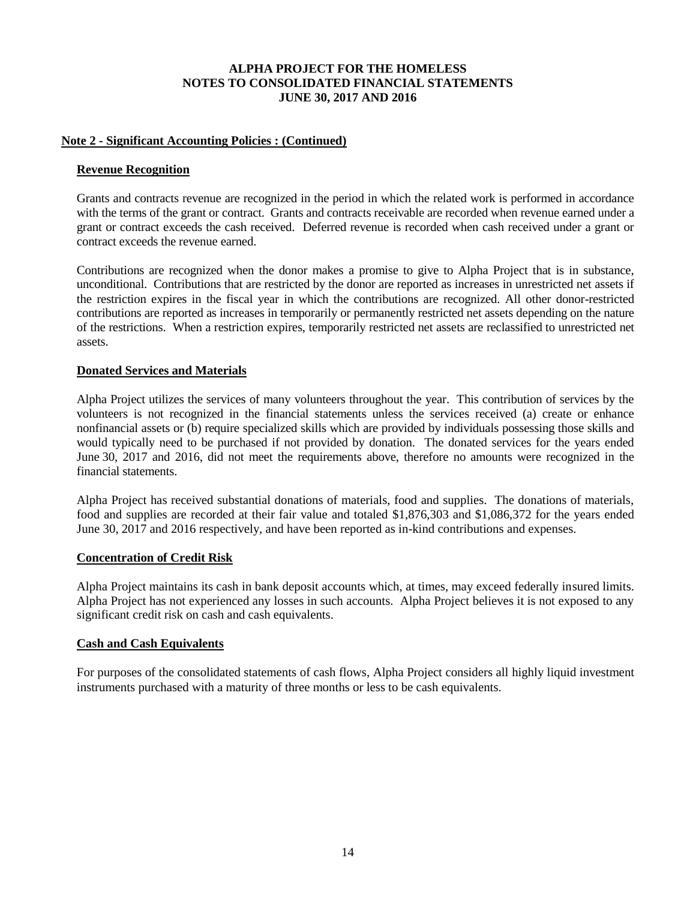**ALPHA PROJECT FOR THE HOMELESS**
**NOTES TO CONSOLIDATED FINANCIAL STATEMENTS**
**JUNE 30, 2017 AND 2016**

**Note 2 - Significant Accounting Policies : (Continued)**

**Revenue Recognition**

Grants and contracts revenue are recognized in the period in which the related work is performed in accordance with the terms of the grant or contract. Grants and contracts receivable are recorded when revenue earned under a grant or contract exceeds the cash received. Deferred revenue is recorded when cash received under a grant or contract exceeds the revenue earned.

Contributions are recognized when the donor makes a promise to give to Alpha Project that is in substance, unconditional. Contributions that are restricted by the donor are reported as increases in unrestricted net assets if the restriction expires in the fiscal year in which the contributions are recognized. All other donor-restricted contributions are reported as increases in temporarily or permanently restricted net assets depending on the nature of the restrictions. When a restriction expires, temporarily restricted net assets are reclassified to unrestricted net assets.

**Donated Services and Materials**

Alpha Project utilizes the services of many volunteers throughout the year. This contribution of services by the volunteers is not recognized in the financial statements unless the services received (a) create or enhance nonfinancial assets or (b) require specialized skills which are provided by individuals possessing those skills and would typically need to be purchased if not provided by donation. The donated services for the years ended June 30, 2017 and 2016, did not meet the requirements above, therefore no amounts were recognized in the financial statements.

Alpha Project has received substantial donations of materials, food and supplies. The donations of materials, food and supplies are recorded at their fair value and totaled $1,876,303 and $1,086,372 for the years ended June 30, 2017 and 2016 respectively, and have been reported as in-kind contributions and expenses.

**Concentration of Credit Risk**

Alpha Project maintains its cash in bank deposit accounts which, at times, may exceed federally insured limits. Alpha Project has not experienced any losses in such accounts. Alpha Project believes it is not exposed to any significant credit risk on cash and cash equivalents.

**Cash and Cash Equivalents**

For purposes of the consolidated statements of cash flows, Alpha Project considers all highly liquid investment instruments purchased with a maturity of three months or less to be cash equivalents.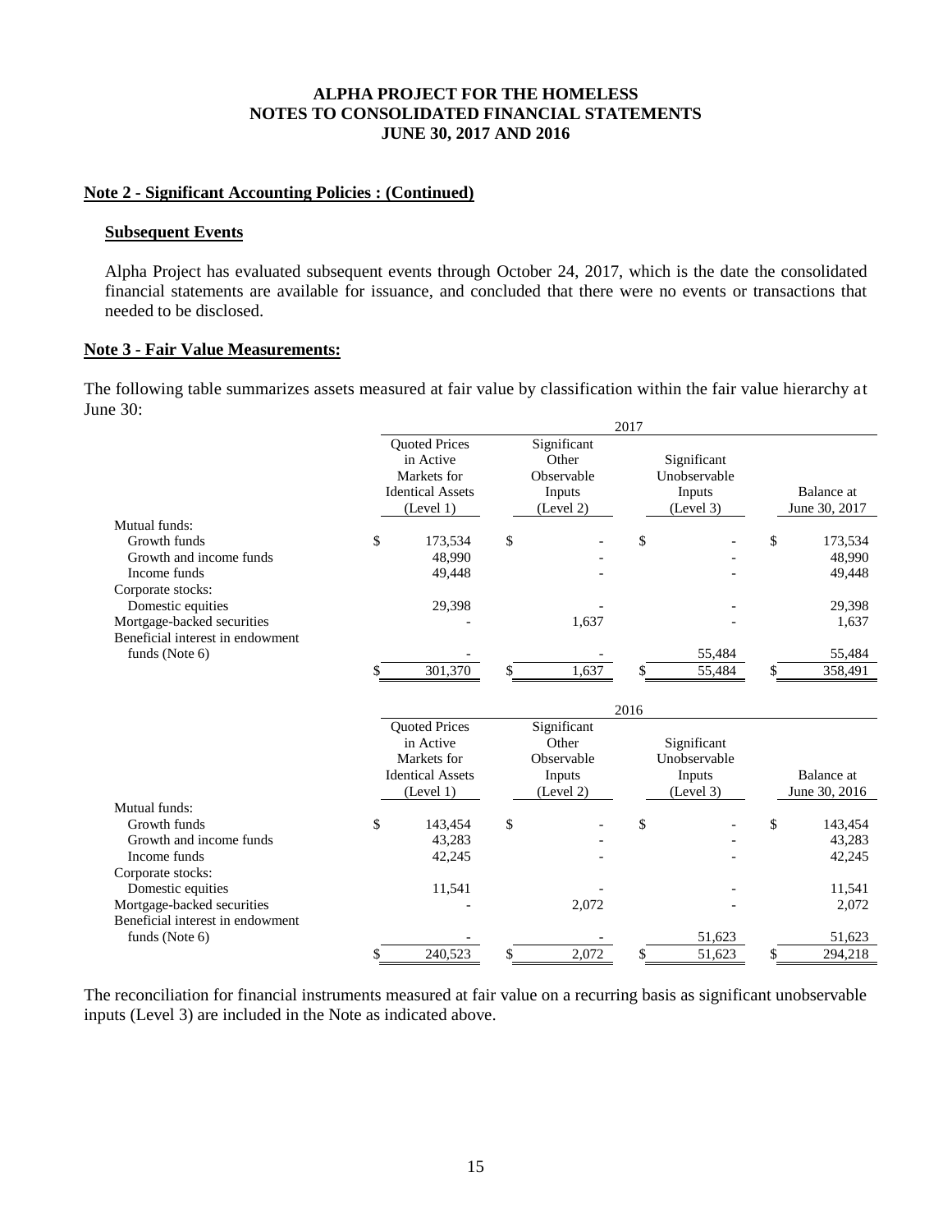## Note 2 - Significant Accounting Policies : (Continued)

### Subsequent Events

Alpha Project has evaluated subsequent events through October 24, 2017, which is the date the consolidated financial statements are available for issuance, and concluded that there were no events or transactions that needed to be disclosed.

## Note 3 - Fair Value Measurements:

The following table summarizes assets measured at fair value by classification within the fair value hierarchy at June 30:

| | 2017 | | | |
|---|---|---|---|---|
| | Quoted Prices in Active Markets for Identical Assets (Level 1) | Significant Other Observable Inputs (Level 2) | Significant Unobservable Inputs (Level 3) | Balance at June 30, 2017 |
| Mutual funds: | | | | |
| Growth funds | $ 173,534 | $ - | $ - | $ 173,534 |
| Growth and income funds | 48,990 | - | - | 48,990 |
| Income funds | 49,448 | - | - | 49,448 |
| Corporate stocks: | | | | |
| Domestic equities | 29,398 | - | - | 29,398 |
| Mortgage-backed securities | - | 1,637 | - | 1,637 |
| Beneficial interest in endowment funds (Note 6) | - | - | 55,484 | 55,484 |
| | $ 301,370 | $ 1,637 | $ 55,484 | $ 358,491 |

| | 2016 | | | |
|---|---|---|---|---|
| | Quoted Prices in Active Markets for Identical Assets (Level 1) | Significant Other Observable Inputs (Level 2) | Significant Unobservable Inputs (Level 3) | Balance at June 30, 2016 |
| Mutual funds: | | | | |
| Growth funds | $ 143,454 | $ - | $ - | $ 143,454 |
| Growth and income funds | 43,283 | - | - | 43,283 |
| Income funds | 42,245 | - | - | 42,245 |
| Corporate stocks: | | | | |
| Domestic equities | 11,541 | - | - | 11,541 |
| Mortgage-backed securities | - | 2,072 | - | 2,072 |
| Beneficial interest in endowment funds (Note 6) | - | - | 51,623 | 51,623 |
| | $ 240,523 | $ 2,072 | $ 51,623 | $ 294,218 |

The reconciliation for financial instruments measured at fair value on a recurring basis as significant unobservable inputs (Level 3) are included in the Note as indicated above.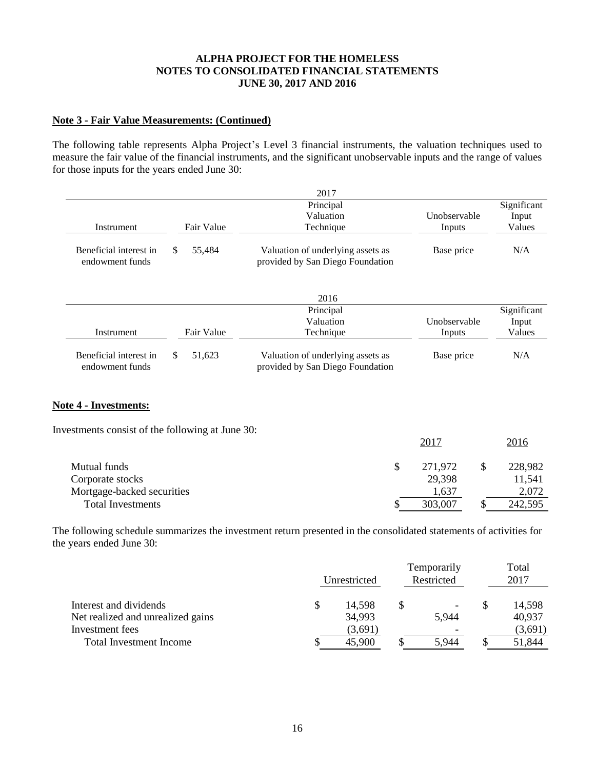**ALPHA PROJECT FOR THE HOMELESS**
**NOTES TO CONSOLIDATED FINANCIAL STATEMENTS**
**JUNE 30, 2017 AND 2016**

**Note 3 - Fair Value Measurements: (Continued)**

The following table represents Alpha Project's Level 3 financial instruments, the valuation techniques used to measure the fair value of the financial instruments, and the significant unobservable inputs and the range of values for those inputs for the years ended June 30:

| 2017 | | | | |
|---|---|---|---|---|
| Instrument | Fair Value | Principal Valuation Technique | Unobservable Inputs | Significant Input Values |
| Beneficial interest in endowment funds | $ 55,484 | Valuation of underlying assets as provided by San Diego Foundation | Base price | N/A |

| 2016 | | | | |
|---|---|---|---|---|
| Instrument | Fair Value | Principal Valuation Technique | Unobservable Inputs | Significant Input Values |
| Beneficial interest in endowment funds | $ 51,623 | Valuation of underlying assets as provided by San Diego Foundation | Base price | N/A |

**Note 4 - Investments:**

Investments consist of the following at June 30:

| | 2017 | 2016 |
|---|---|---|
| Mutual funds | $ 271,972 | $ 228,982 |
| Corporate stocks | 29,398 | 11,541 |
| Mortgage-backed securities | 1,637 | 2,072 |
| Total Investments | $ 303,007 | $ 242,595 |

The following schedule summarizes the investment return presented in the consolidated statements of activities for the years ended June 30:

| | Unrestricted | Temporarily Restricted | Total 2017 |
|---|---|---|---|
| Interest and dividends | $ 14,598 | $ - | $ 14,598 |
| Net realized and unrealized gains | 34,993 | 5,944 | 40,937 |
| Investment fees | (3,691) | - | (3,691) |
| Total Investment Income | $ 45,900 | $ 5,944 | $ 51,844 |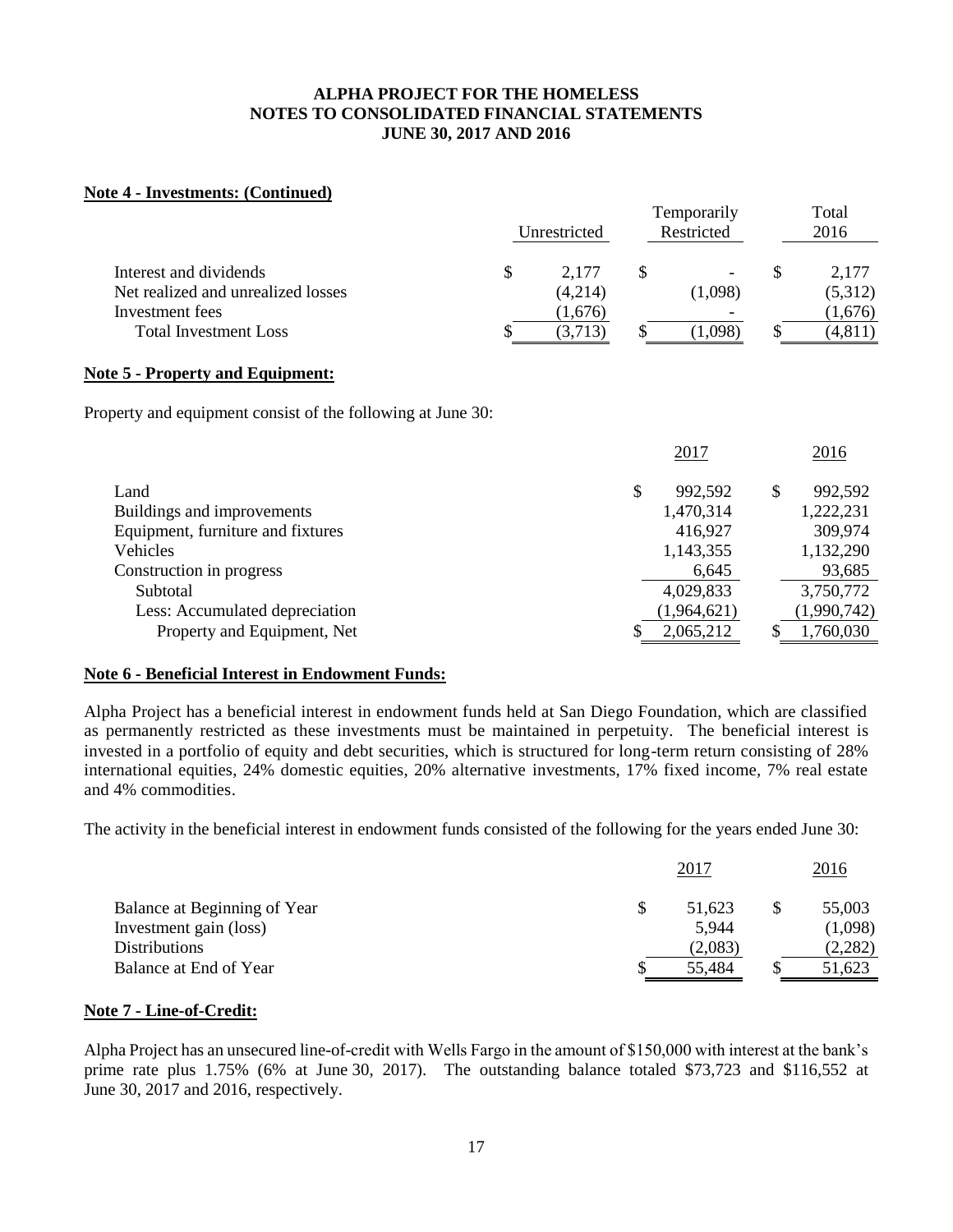**Note 4 - Investments: (Continued)**

| | Unrestricted | Temporarily Restricted | Total 2016 |
|---|---|---|---|
| Interest and dividends | $ 2,177 | $ - | $ 2,177 |
| Net realized and unrealized losses | (4,214) | (1,098) | (5,312) |
| Investment fees | (1,676) | - | (1,676) |
| Total Investment Loss | $ (3,713) | $ (1,098) | $ (4,811) |

**Note 5 - Property and Equipment:**

Property and equipment consist of the following at June 30:

| | 2017 | 2016 |
|---|---|---|
| Land | $ 992,592 | $ 992,592 |
| Buildings and improvements | 1,470,314 | 1,222,231 |
| Equipment, furniture and fixtures | 416,927 | 309,974 |
| Vehicles | 1,143,355 | 1,132,290 |
| Construction in progress | 6,645 | 93,685 |
| Subtotal | 4,029,833 | 3,750,772 |
| Less: Accumulated depreciation | (1,964,621) | (1,990,742) |
| Property and Equipment, Net | $ 2,065,212 | $ 1,760,030 |

**Note 6 - Beneficial Interest in Endowment Funds:**

Alpha Project has a beneficial interest in endowment funds held at San Diego Foundation, which are classified as permanently restricted as these investments must be maintained in perpetuity. The beneficial interest is invested in a portfolio of equity and debt securities, which is structured for long-term return consisting of 28% international equities, 24% domestic equities, 20% alternative investments, 17% fixed income, 7% real estate and 4% commodities.

The activity in the beneficial interest in endowment funds consisted of the following for the years ended June 30:

| | 2017 | 2016 |
|---|---|---|
| Balance at Beginning of Year | $ 51,623 | $ 55,003 |
| Investment gain (loss) | 5,944 | (1,098) |
| Distributions | (2,083) | (2,282) |
| Balance at End of Year | $ 55,484 | $ 51,623 |

**Note 7 - Line-of-Credit:**

Alpha Project has an unsecured line-of-credit with Wells Fargo in the amount of $150,000 with interest at the bank's prime rate plus 1.75% (6% at June 30, 2017). The outstanding balance totaled $73,723 and $116,552 at June 30, 2017 and 2016, respectively.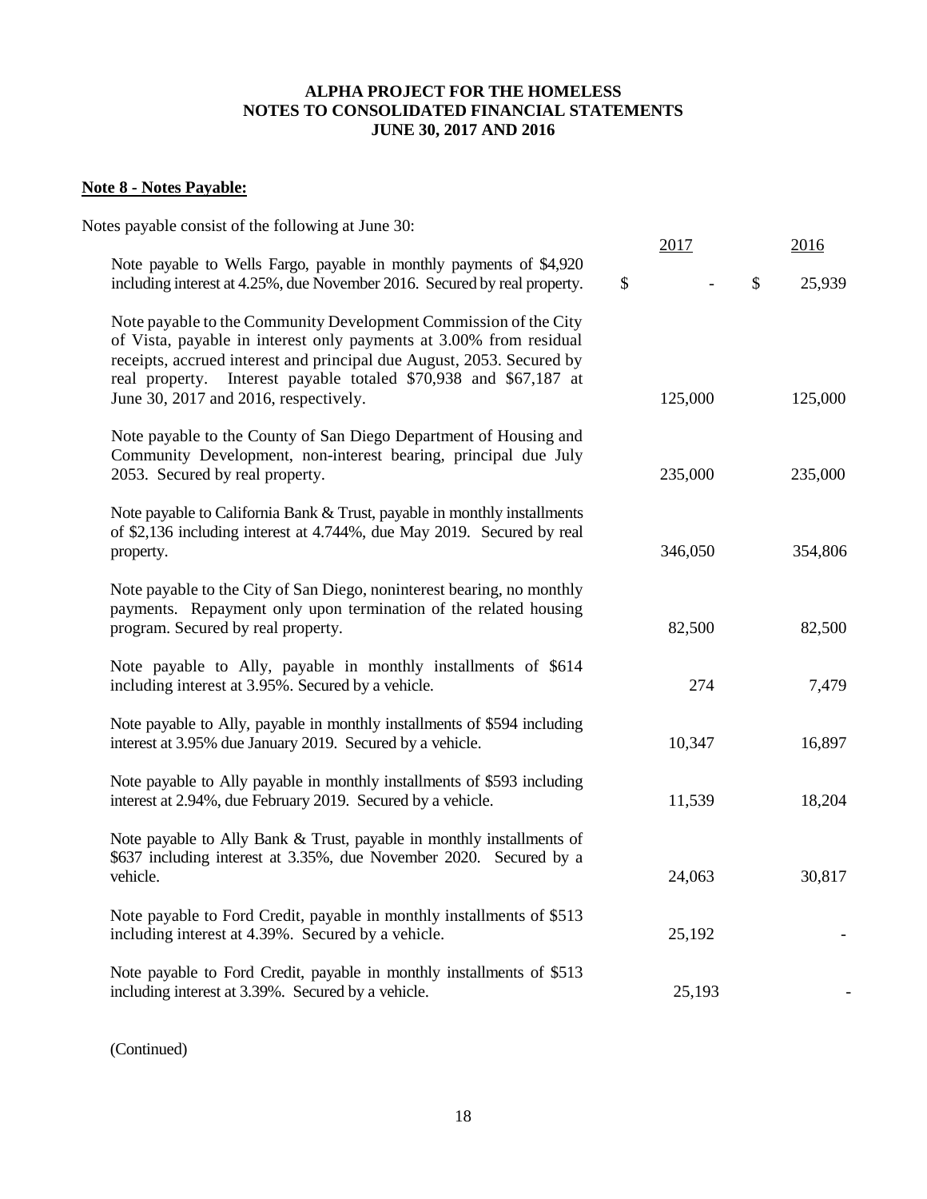**ALPHA PROJECT FOR THE HOMELESS**
**NOTES TO CONSOLIDATED FINANCIAL STATEMENTS**
**JUNE 30, 2017 AND 2016**

## Note 8 - Notes Payable:

Notes payable consist of the following at June 30:

| | 2017 | 2016 |
|---|---|---|
| Note payable to Wells Fargo, payable in monthly payments of $4,920 including interest at 4.25%, due November 2016. Secured by real property. | $ - | $ 25,939 |
| Note payable to the Community Development Commission of the City of Vista, payable in interest only payments at 3.00% from residual receipts, accrued interest and principal due August, 2053. Secured by real property. Interest payable totaled $70,938 and $67,187 at June 30, 2017 and 2016, respectively. | 125,000 | 125,000 |
| Note payable to the County of San Diego Department of Housing and Community Development, non-interest bearing, principal due July 2053. Secured by real property. | 235,000 | 235,000 |
| Note payable to California Bank & Trust, payable in monthly installments of $2,136 including interest at 4.744%, due May 2019. Secured by real property. | 346,050 | 354,806 |
| Note payable to the City of San Diego, noninterest bearing, no monthly payments. Repayment only upon termination of the related housing program. Secured by real property. | 82,500 | 82,500 |
| Note payable to Ally, payable in monthly installments of $614 including interest at 3.95%. Secured by a vehicle. | 274 | 7,479 |
| Note payable to Ally, payable in monthly installments of $594 including interest at 3.95% due January 2019. Secured by a vehicle. | 10,347 | 16,897 |
| Note payable to Ally payable in monthly installments of $593 including interest at 2.94%, due February 2019. Secured by a vehicle. | 11,539 | 18,204 |
| Note payable to Ally Bank & Trust, payable in monthly installments of $637 including interest at 3.35%, due November 2020. Secured by a vehicle. | 24,063 | 30,817 |
| Note payable to Ford Credit, payable in monthly installments of $513 including interest at 4.39%. Secured by a vehicle. | 25,192 | - |
| Note payable to Ford Credit, payable in monthly installments of $513 including interest at 3.39%. Secured by a vehicle. | 25,193 | - |

(Continued)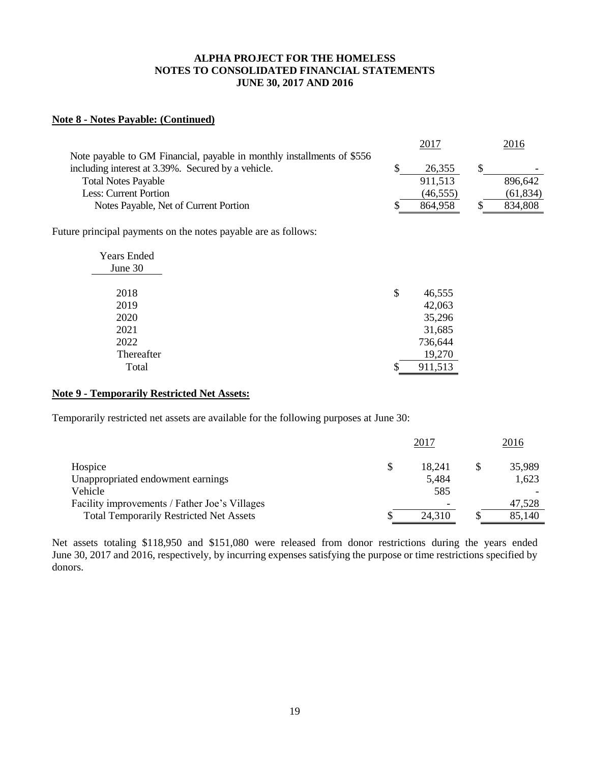**Note 8 - Notes Payable: (Continued)**

| | 2017 | 2016 |
|---|---|---|
| Note payable to GM Financial, payable in monthly installments of $556 including interest at 3.39%. Secured by a vehicle. | $ 26,355 | $ - |
| Total Notes Payable | 911,513 | 896,642 |
| Less: Current Portion | (46,555) | (61,834) |
| Notes Payable, Net of Current Portion | $ 864,958 | $ 834,808 |

Future principal payments on the notes payable are as follows:

| Years Ended June 30 | |
|---|---|
| 2018 | $ 46,555 |
| 2019 | 42,063 |
| 2020 | 35,296 |
| 2021 | 31,685 |
| 2022 | 736,644 |
| Thereafter | 19,270 |
| Total | $ 911,513 |

**Note 9 - Temporarily Restricted Net Assets:**

Temporarily restricted net assets are available for the following purposes at June 30:

| | 2017 | 2016 |
|---|---|---|
| Hospice | $ 18,241 | $ 35,989 |
| Unappropriated endowment earnings | 5,484 | 1,623 |
| Vehicle | 585 | - |
| Facility improvements / Father Joe's Villages | - | 47,528 |
| Total Temporarily Restricted Net Assets | $ 24,310 | $ 85,140 |

Net assets totaling $118,950 and $151,080 were released from donor restrictions during the years ended June 30, 2017 and 2016, respectively, by incurring expenses satisfying the purpose or time restrictions specified by donors.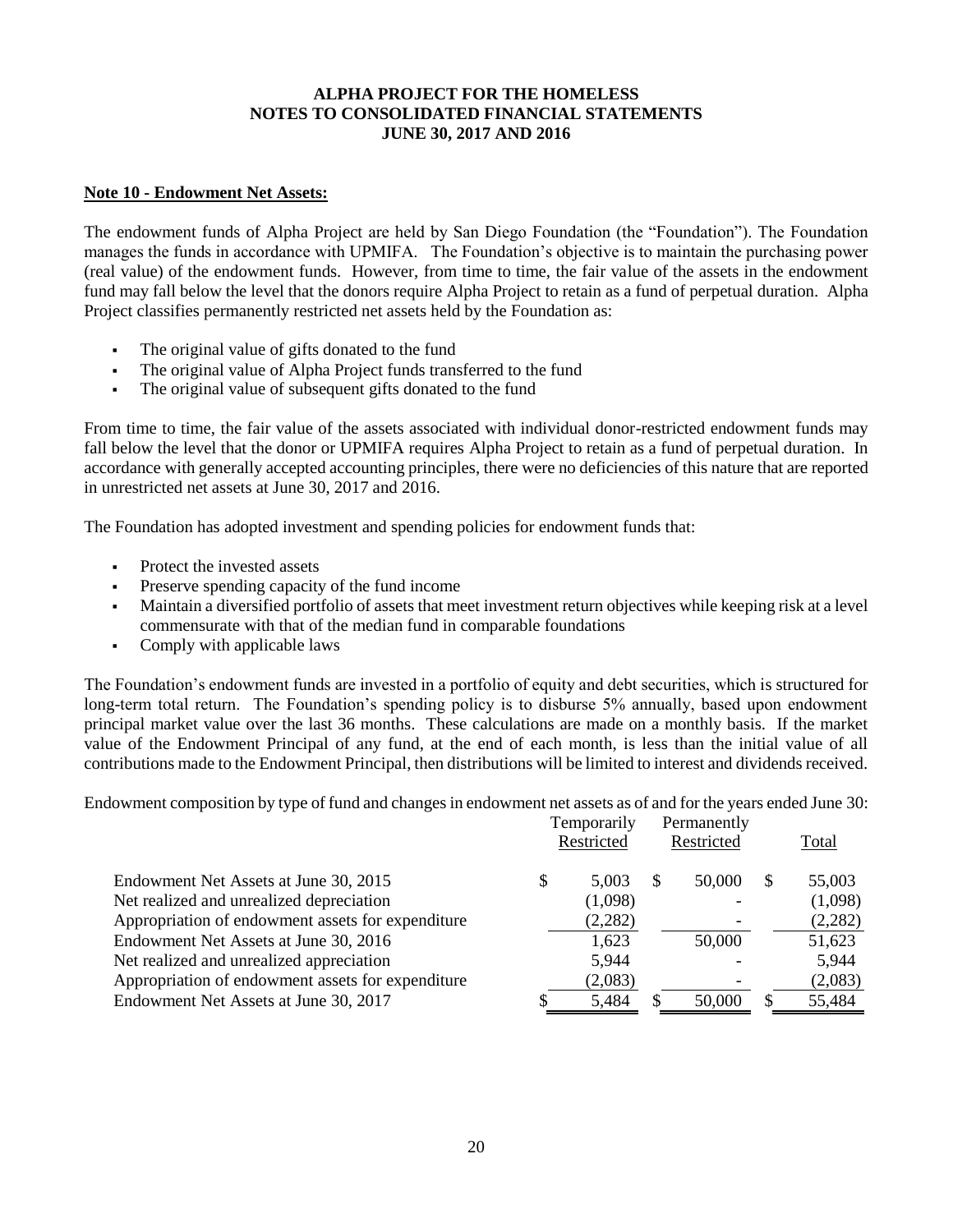**ALPHA PROJECT FOR THE HOMELESS**
**NOTES TO CONSOLIDATED FINANCIAL STATEMENTS**
**JUNE 30, 2017 AND 2016**

## Note 10 - Endowment Net Assets:

The endowment funds of Alpha Project are held by San Diego Foundation (the "Foundation"). The Foundation manages the funds in accordance with UPMIFA. The Foundation's objective is to maintain the purchasing power (real value) of the endowment funds. However, from time to time, the fair value of the assets in the endowment fund may fall below the level that the donors require Alpha Project to retain as a fund of perpetual duration. Alpha Project classifies permanently restricted net assets held by the Foundation as:

- The original value of gifts donated to the fund
- The original value of Alpha Project funds transferred to the fund
- The original value of subsequent gifts donated to the fund

From time to time, the fair value of the assets associated with individual donor-restricted endowment funds may fall below the level that the donor or UPMIFA requires Alpha Project to retain as a fund of perpetual duration. In accordance with generally accepted accounting principles, there were no deficiencies of this nature that are reported in unrestricted net assets at June 30, 2017 and 2016.

The Foundation has adopted investment and spending policies for endowment funds that:

- Protect the invested assets
- Preserve spending capacity of the fund income
- Maintain a diversified portfolio of assets that meet investment return objectives while keeping risk at a level commensurate with that of the median fund in comparable foundations
- Comply with applicable laws

The Foundation's endowment funds are invested in a portfolio of equity and debt securities, which is structured for long-term total return. The Foundation's spending policy is to disburse 5% annually, based upon endowment principal market value over the last 36 months. These calculations are made on a monthly basis. If the market value of the Endowment Principal of any fund, at the end of each month, is less than the initial value of all contributions made to the Endowment Principal, then distributions will be limited to interest and dividends received.

Endowment composition by type of fund and changes in endowment net assets as of and for the years ended June 30:

| | Temporarily Restricted | Permanently Restricted | Total |
|---|---|---|---|
| Endowment Net Assets at June 30, 2015 | $ 5,003 | $ 50,000 | $ 55,003 |
| Net realized and unrealized depreciation | (1,098) | - | (1,098) |
| Appropriation of endowment assets for expenditure | (2,282) | - | (2,282) |
| Endowment Net Assets at June 30, 2016 | 1,623 | 50,000 | 51,623 |
| Net realized and unrealized appreciation | 5,944 | - | 5,944 |
| Appropriation of endowment assets for expenditure | (2,083) | - | (2,083) |
| Endowment Net Assets at June 30, 2017 | $ 5,484 | $ 50,000 | $ 55,484 |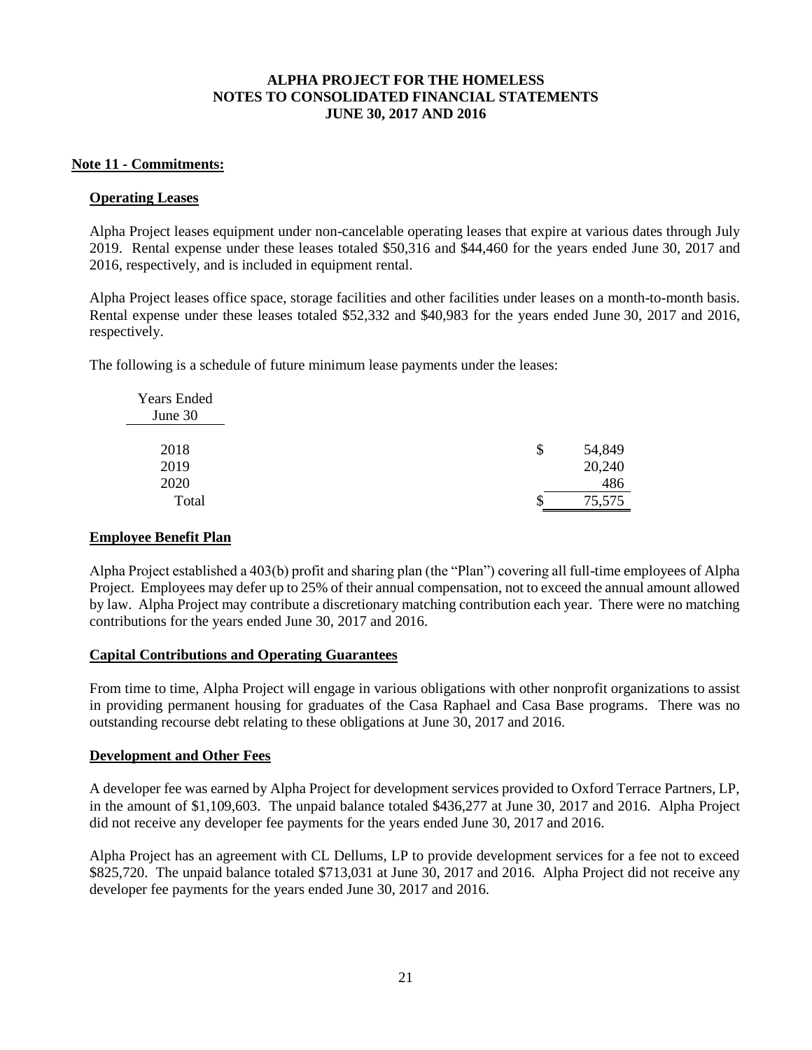# ALPHA PROJECT FOR THE HOMELESS
## NOTES TO CONSOLIDATED FINANCIAL STATEMENTS
## JUNE 30, 2017 AND 2016

### Note 11 - Commitments:

#### Operating Leases

Alpha Project leases equipment under non-cancelable operating leases that expire at various dates through July 2019. Rental expense under these leases totaled $50,316 and $44,460 for the years ended June 30, 2017 and 2016, respectively, and is included in equipment rental.

Alpha Project leases office space, storage facilities and other facilities under leases on a month-to-month basis. Rental expense under these leases totaled $52,332 and $40,983 for the years ended June 30, 2017 and 2016, respectively.

The following is a schedule of future minimum lease payments under the leases:

| Years Ended June 30 | |
|---|---|
| 2018 | $ 54,849 |
| 2019 | 20,240 |
| 2020 | 486 |
| Total | $ 75,575 |

#### Employee Benefit Plan

Alpha Project established a 403(b) profit and sharing plan (the "Plan") covering all full-time employees of Alpha Project. Employees may defer up to 25% of their annual compensation, not to exceed the annual amount allowed by law. Alpha Project may contribute a discretionary matching contribution each year. There were no matching contributions for the years ended June 30, 2017 and 2016.

#### Capital Contributions and Operating Guarantees

From time to time, Alpha Project will engage in various obligations with other nonprofit organizations to assist in providing permanent housing for graduates of the Casa Raphael and Casa Base programs. There was no outstanding recourse debt relating to these obligations at June 30, 2017 and 2016.

#### Development and Other Fees

A developer fee was earned by Alpha Project for development services provided to Oxford Terrace Partners, LP, in the amount of $1,109,603. The unpaid balance totaled $436,277 at June 30, 2017 and 2016. Alpha Project did not receive any developer fee payments for the years ended June 30, 2017 and 2016.

Alpha Project has an agreement with CL Dellums, LP to provide development services for a fee not to exceed $825,720. The unpaid balance totaled $713,031 at June 30, 2017 and 2016. Alpha Project did not receive any developer fee payments for the years ended June 30, 2017 and 2016.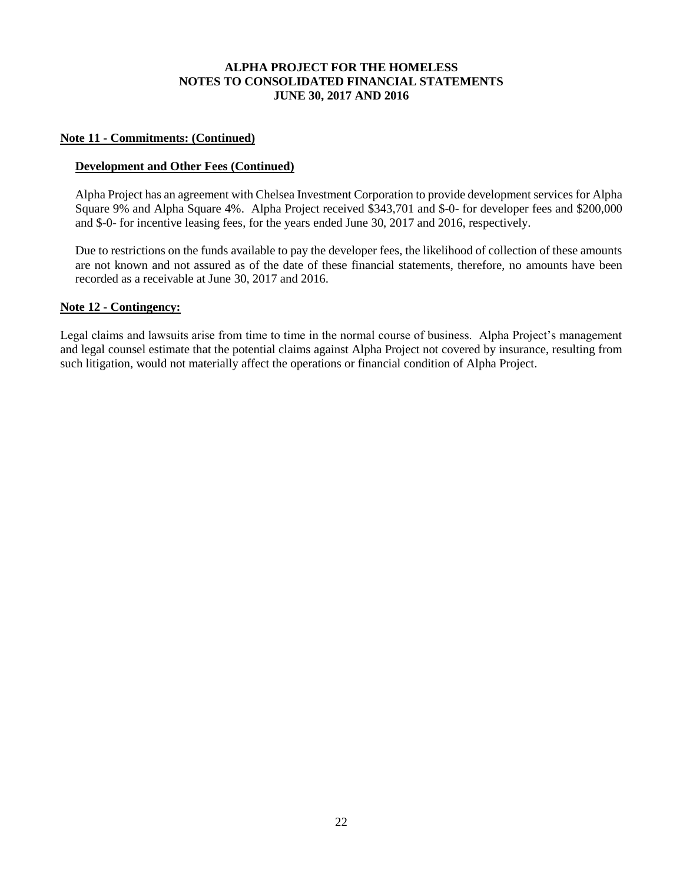**Note 11 - Commitments: (Continued)**

**Development and Other Fees (Continued)**

Alpha Project has an agreement with Chelsea Investment Corporation to provide development services for Alpha Square 9% and Alpha Square 4%. Alpha Project received $343,701 and $-0- for developer fees and $200,000 and $-0- for incentive leasing fees, for the years ended June 30, 2017 and 2016, respectively.

Due to restrictions on the funds available to pay the developer fees, the likelihood of collection of these amounts are not known and not assured as of the date of these financial statements, therefore, no amounts have been recorded as a receivable at June 30, 2017 and 2016.

**Note 12 - Contingency:**

Legal claims and lawsuits arise from time to time in the normal course of business. Alpha Project's management and legal counsel estimate that the potential claims against Alpha Project not covered by insurance, resulting from such litigation, would not materially affect the operations or financial condition of Alpha Project.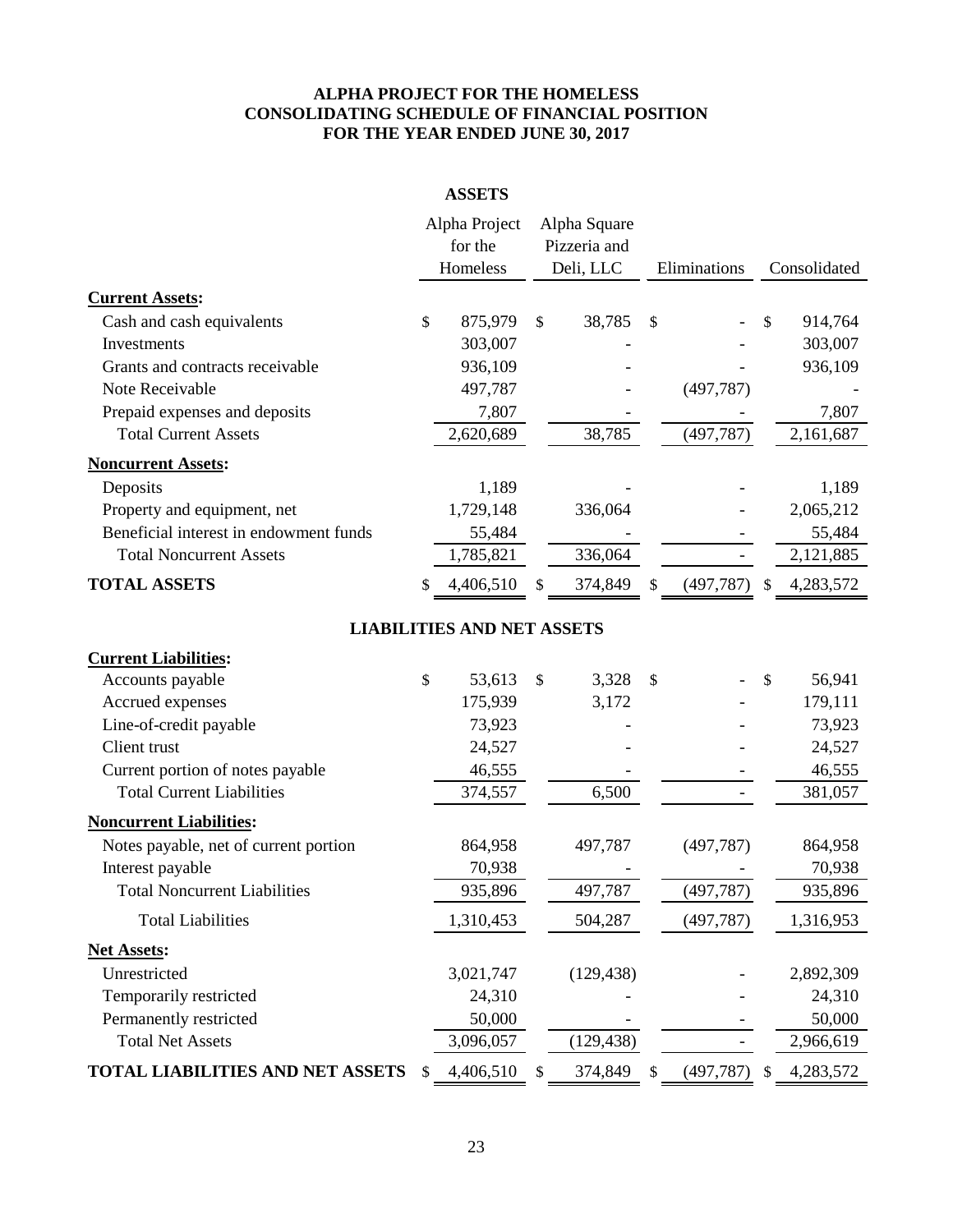# ALPHA PROJECT FOR THE HOMELESS
# CONSOLIDATING SCHEDULE OF FINANCIAL POSITION
# FOR THE YEAR ENDED JUNE 30, 2017

## ASSETS

| | Alpha Project for the Homeless | Alpha Square Pizzeria and Deli, LLC | Eliminations | Consolidated |
|---|---|---|---|---|
| **Current Assets:** | | | | |
| Cash and cash equivalents | $ 875,979 | $ 38,785 | $ - | $ 914,764 |
| Investments | 303,007 | - | - | 303,007 |
| Grants and contracts receivable | 936,109 | - | - | 936,109 |
| Note Receivable | 497,787 | - | (497,787) | - |
| Prepaid expenses and deposits | 7,807 | - | - | 7,807 |
| Total Current Assets | 2,620,689 | 38,785 | (497,787) | 2,161,687 |
| **Noncurrent Assets:** | | | | |
| Deposits | 1,189 | - | - | 1,189 |
| Property and equipment, net | 1,729,148 | 336,064 | - | 2,065,212 |
| Beneficial interest in endowment funds | 55,484 | - | - | 55,484 |
| Total Noncurrent Assets | 1,785,821 | 336,064 | - | 2,121,885 |
| **TOTAL ASSETS** | $ 4,406,510 | $ 374,849 | $ (497,787) | $ 4,283,572 |

## LIABILITIES AND NET ASSETS

| | Alpha Project for the Homeless | Alpha Square Pizzeria and Deli, LLC | Eliminations | Consolidated |
|---|---|---|---|---|
| **Current Liabilities:** | | | | |
| Accounts payable | $ 53,613 | $ 3,328 | $ - | $ 56,941 |
| Accrued expenses | 175,939 | 3,172 | - | 179,111 |
| Line-of-credit payable | 73,923 | - | - | 73,923 |
| Client trust | 24,527 | - | - | 24,527 |
| Current portion of notes payable | 46,555 | - | - | 46,555 |
| Total Current Liabilities | 374,557 | 6,500 | - | 381,057 |
| **Noncurrent Liabilities:** | | | | |
| Notes payable, net of current portion | 864,958 | 497,787 | (497,787) | 864,958 |
| Interest payable | 70,938 | - | - | 70,938 |
| Total Noncurrent Liabilities | 935,896 | 497,787 | (497,787) | 935,896 |
| Total Liabilities | 1,310,453 | 504,287 | (497,787) | 1,316,953 |
| **Net Assets:** | | | | |
| Unrestricted | 3,021,747 | (129,438) | - | 2,892,309 |
| Temporarily restricted | 24,310 | - | - | 24,310 |
| Permanently restricted | 50,000 | - | - | 50,000 |
| Total Net Assets | 3,096,057 | (129,438) | - | 2,966,619 |
| **TOTAL LIABILITIES AND NET ASSETS** | $ 4,406,510 | $ 374,849 | $ (497,787) | $ 4,283,572 |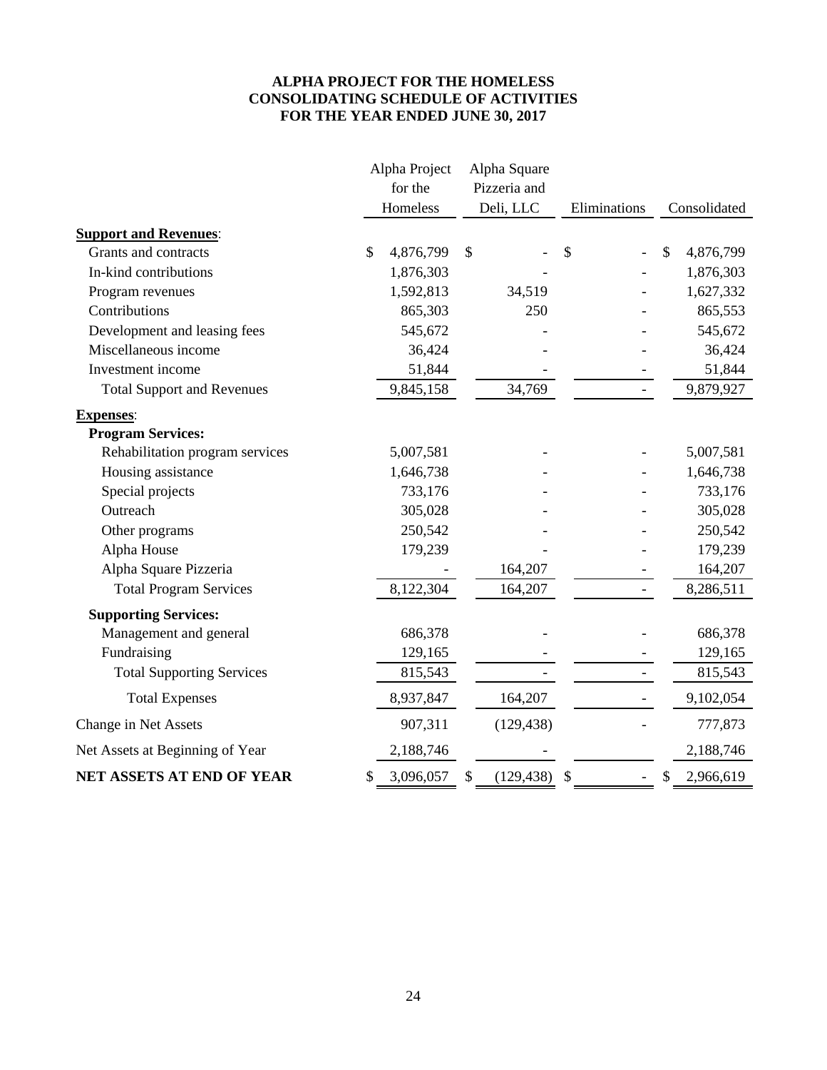# ALPHA PROJECT FOR THE HOMELESS
# CONSOLIDATING SCHEDULE OF ACTIVITIES
# FOR THE YEAR ENDED JUNE 30, 2017

| | Alpha Project for the Homeless | Alpha Square Pizzeria and Deli, LLC | Eliminations | Consolidated |
|---|---|---|---|---|
| **Support and Revenues**: | | | | |
| Grants and contracts | $ 4,876,799 | $ - | $ - | $ 4,876,799 |
| In-kind contributions | 1,876,303 | - | - | 1,876,303 |
| Program revenues | 1,592,813 | 34,519 | - | 1,627,332 |
| Contributions | 865,303 | 250 | - | 865,553 |
| Development and leasing fees | 545,672 | - | - | 545,672 |
| Miscellaneous income | 36,424 | - | - | 36,424 |
| Investment income | 51,844 | - | - | 51,844 |
| Total Support and Revenues | 9,845,158 | 34,769 | - | 9,879,927 |
| **Expenses**: | | | | |
| **Program Services:** | | | | |
| Rehabilitation program services | 5,007,581 | - | - | 5,007,581 |
| Housing assistance | 1,646,738 | - | - | 1,646,738 |
| Special projects | 733,176 | - | - | 733,176 |
| Outreach | 305,028 | - | - | 305,028 |
| Other programs | 250,542 | - | - | 250,542 |
| Alpha House | 179,239 | - | - | 179,239 |
| Alpha Square Pizzeria | - | 164,207 | - | 164,207 |
| Total Program Services | 8,122,304 | 164,207 | - | 8,286,511 |
| **Supporting Services:** | | | | |
| Management and general | 686,378 | - | - | 686,378 |
| Fundraising | 129,165 | - | - | 129,165 |
| Total Supporting Services | 815,543 | - | - | 815,543 |
| Total Expenses | 8,937,847 | 164,207 | - | 9,102,054 |
| Change in Net Assets | 907,311 | (129,438) | - | 777,873 |
| Net Assets at Beginning of Year | 2,188,746 | - | | 2,188,746 |
| **NET ASSETS AT END OF YEAR** | $ 3,096,057 | $ (129,438) | $ - | $ 2,966,619 |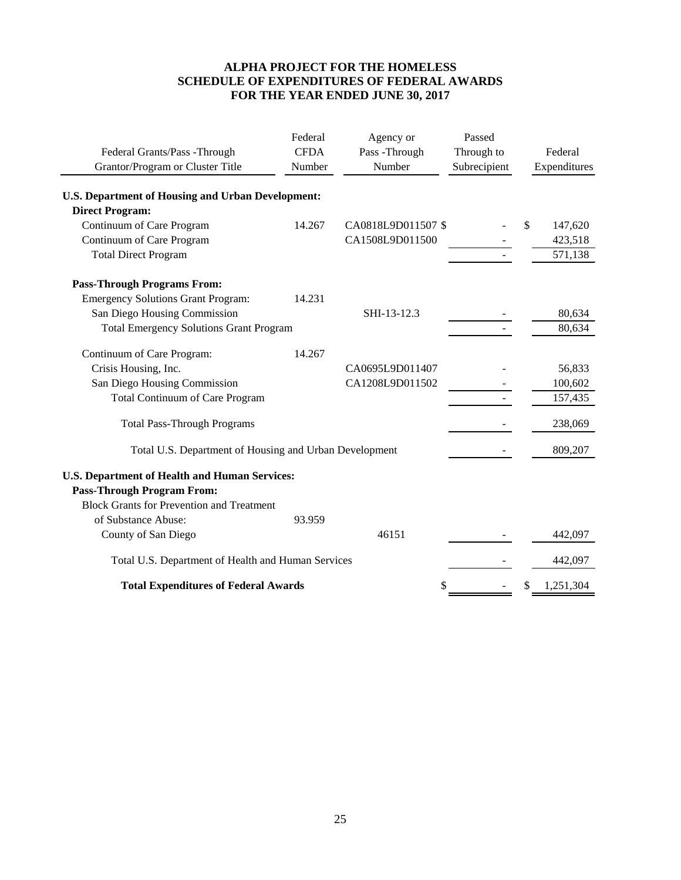# ALPHA PROJECT FOR THE HOMELESS
# SCHEDULE OF EXPENDITURES OF FEDERAL AWARDS
# FOR THE YEAR ENDED JUNE 30, 2017

| Federal Grants/Pass -Through Grantor/Program or Cluster Title | Federal CFDA Number | Agency or Pass -Through Number | Passed Through to Subrecipient | Federal Expenditures |
|---|---|---|---|---|
| **U.S. Department of Housing and Urban Development:** | | | | |
| **Direct Program:** | | | | |
| Continuum of Care Program | 14.267 | CA0818L9D011507 | $ - | $ 147,620 |
| Continuum of Care Program | | CA1508L9D011500 | - | 423,518 |
| Total Direct Program | | | - | 571,138 |
| **Pass-Through Programs From:** | | | | |
| Emergency Solutions Grant Program: | 14.231 | | | |
| San Diego Housing Commission | | SHI-13-12.3 | - | 80,634 |
| Total Emergency Solutions Grant Program | | | - | 80,634 |
| Continuum of Care Program: | 14.267 | | | |
| Crisis Housing, Inc. | | CA0695L9D011407 | - | 56,833 |
| San Diego Housing Commission | | CA1208L9D011502 | - | 100,602 |
| Total Continuum of Care Program | | | - | 157,435 |
| Total Pass-Through Programs | | | - | 238,069 |
| Total U.S. Department of Housing and Urban Development | | | - | 809,207 |
| **U.S. Department of Health and Human Services:** | | | | |
| **Pass-Through Program From:** | | | | |
| Block Grants for Prevention and Treatment of Substance Abuse: | 93.959 | | | |
| County of San Diego | | 46151 | - | 442,097 |
| Total U.S. Department of Health and Human Services | | | - | 442,097 |
| **Total Expenditures of Federal Awards** | | | $ - | $ 1,251,304 |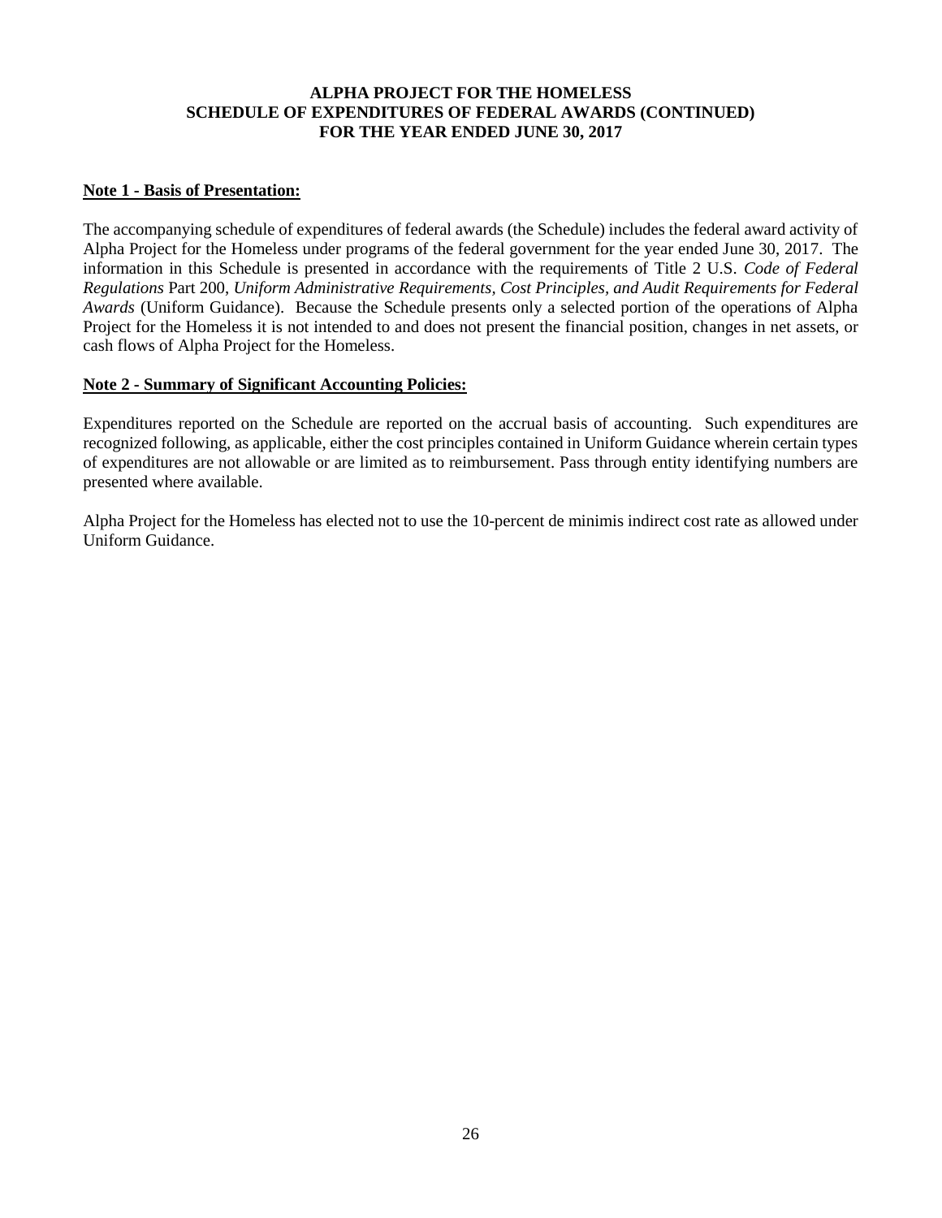**ALPHA PROJECT FOR THE HOMELESS**
**SCHEDULE OF EXPENDITURES OF FEDERAL AWARDS (CONTINUED)**
**FOR THE YEAR ENDED JUNE 30, 2017**

**Note 1 - Basis of Presentation:**

The accompanying schedule of expenditures of federal awards (the Schedule) includes the federal award activity of Alpha Project for the Homeless under programs of the federal government for the year ended June 30, 2017. The information in this Schedule is presented in accordance with the requirements of Title 2 U.S. *Code of Federal Regulations* Part 200, *Uniform Administrative Requirements, Cost Principles, and Audit Requirements for Federal Awards* (Uniform Guidance). Because the Schedule presents only a selected portion of the operations of Alpha Project for the Homeless it is not intended to and does not present the financial position, changes in net assets, or cash flows of Alpha Project for the Homeless.

**Note 2 - Summary of Significant Accounting Policies:**

Expenditures reported on the Schedule are reported on the accrual basis of accounting. Such expenditures are recognized following, as applicable, either the cost principles contained in Uniform Guidance wherein certain types of expenditures are not allowable or are limited as to reimbursement. Pass through entity identifying numbers are presented where available.

Alpha Project for the Homeless has elected not to use the 10-percent de minimis indirect cost rate as allowed under Uniform Guidance.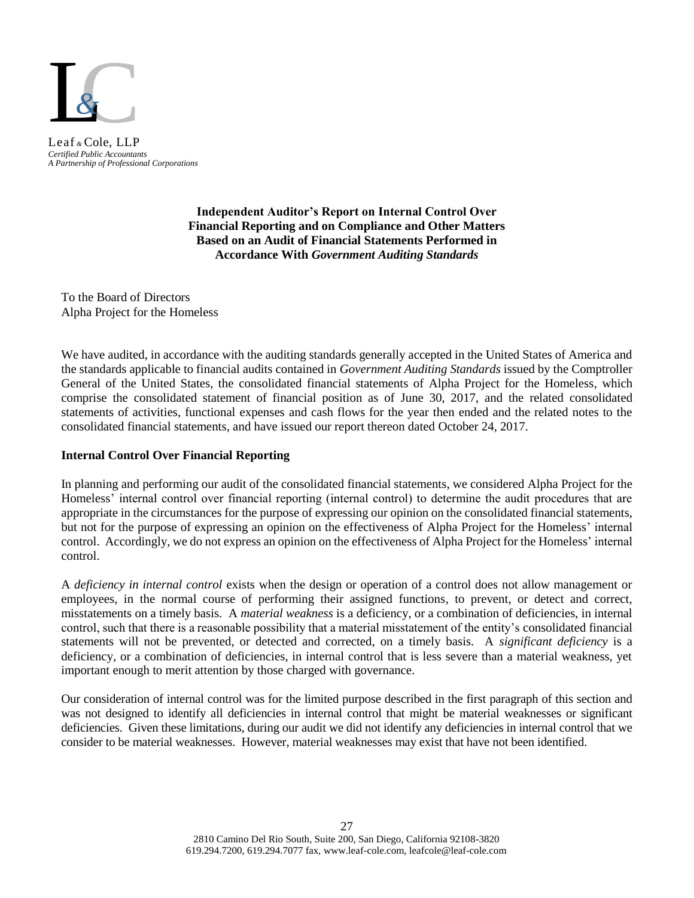Leaf & Cole, LLP
*Certified Public Accountants*
*A Partnership of Professional Corporations*

**Independent Auditor's Report on Internal Control Over Financial Reporting and on Compliance and Other Matters Based on an Audit of Financial Statements Performed in Accordance With *Government Auditing Standards***

To the Board of Directors
Alpha Project for the Homeless

We have audited, in accordance with the auditing standards generally accepted in the United States of America and the standards applicable to financial audits contained in *Government Auditing Standards* issued by the Comptroller General of the United States, the consolidated financial statements of Alpha Project for the Homeless, which comprise the consolidated statement of financial position as of June 30, 2017, and the related consolidated statements of activities, functional expenses and cash flows for the year then ended and the related notes to the consolidated financial statements, and have issued our report thereon dated October 24, 2017.

**Internal Control Over Financial Reporting**

In planning and performing our audit of the consolidated financial statements, we considered Alpha Project for the Homeless' internal control over financial reporting (internal control) to determine the audit procedures that are appropriate in the circumstances for the purpose of expressing our opinion on the consolidated financial statements, but not for the purpose of expressing an opinion on the effectiveness of Alpha Project for the Homeless' internal control. Accordingly, we do not express an opinion on the effectiveness of Alpha Project for the Homeless' internal control.

A *deficiency in internal control* exists when the design or operation of a control does not allow management or employees, in the normal course of performing their assigned functions, to prevent, or detect and correct, misstatements on a timely basis. A *material weakness* is a deficiency, or a combination of deficiencies, in internal control, such that there is a reasonable possibility that a material misstatement of the entity's consolidated financial statements will not be prevented, or detected and corrected, on a timely basis. A *significant deficiency* is a deficiency, or a combination of deficiencies, in internal control that is less severe than a material weakness, yet important enough to merit attention by those charged with governance.

Our consideration of internal control was for the limited purpose described in the first paragraph of this section and was not designed to identify all deficiencies in internal control that might be material weaknesses or significant deficiencies. Given these limitations, during our audit we did not identify any deficiencies in internal control that we consider to be material weaknesses. However, material weaknesses may exist that have not been identified.

2810 Camino Del Rio South, Suite 200, San Diego, California 92108-3820
619.294.7200, 619.294.7077 fax, www.leaf-cole.com, leafcole@leaf-cole.com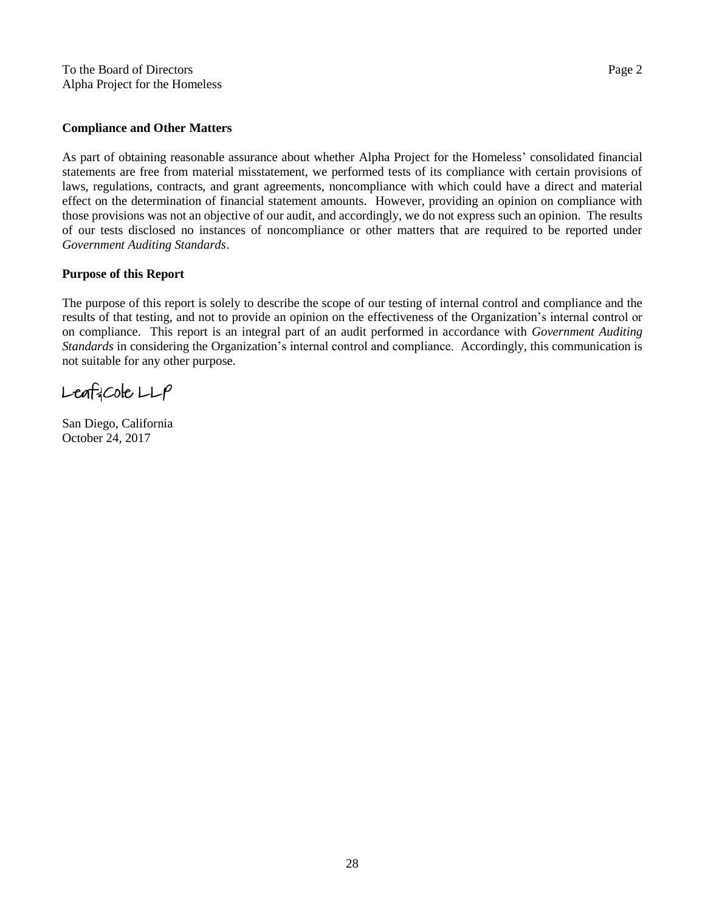To the Board of Directors
Alpha Project for the Homeless

**Compliance and Other Matters**

As part of obtaining reasonable assurance about whether Alpha Project for the Homeless' consolidated financial statements are free from material misstatement, we performed tests of its compliance with certain provisions of laws, regulations, contracts, and grant agreements, noncompliance with which could have a direct and material effect on the determination of financial statement amounts. However, providing an opinion on compliance with those provisions was not an objective of our audit, and accordingly, we do not express such an opinion. The results of our tests disclosed no instances of noncompliance or other matters that are required to be reported under *Government Auditing Standards*.

**Purpose of this Report**

The purpose of this report is solely to describe the scope of our testing of internal control and compliance and the results of that testing, and not to provide an opinion on the effectiveness of the Organization's internal control or on compliance. This report is an integral part of an audit performed in accordance with *Government Auditing Standards* in considering the Organization's internal control and compliance. Accordingly, this communication is not suitable for any other purpose.

Leaf & Cole LLP

San Diego, California
October 24, 2017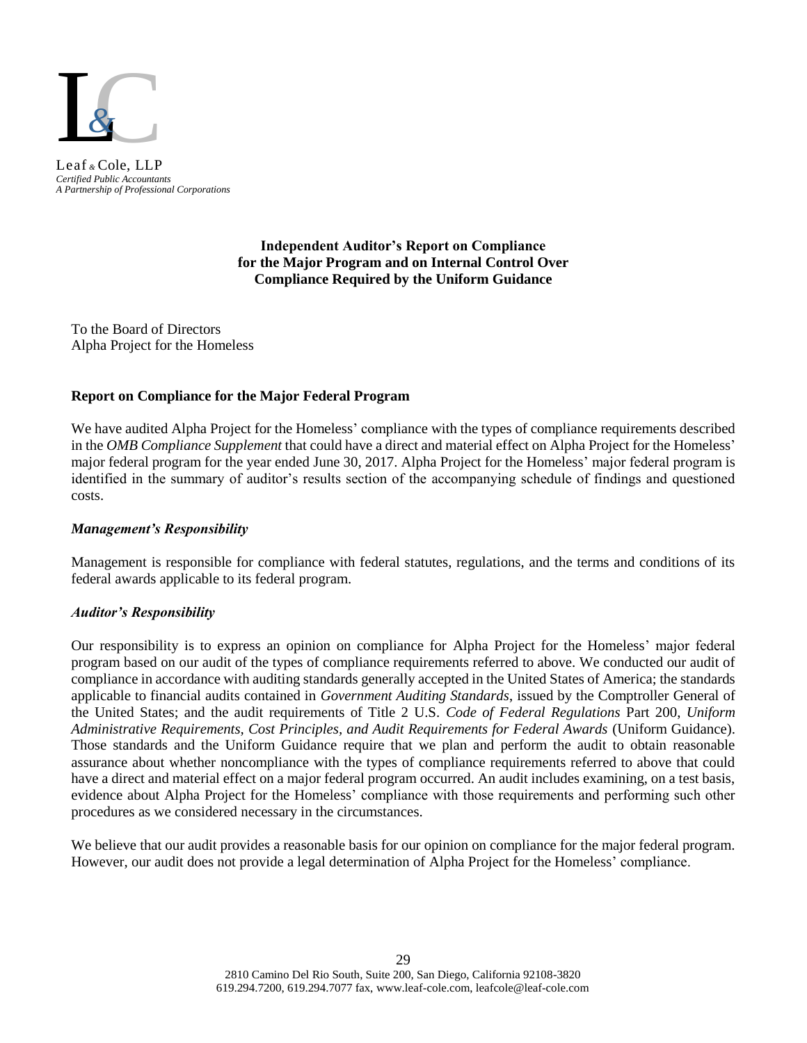Leaf & Cole, LLP
*Certified Public Accountants*
*A Partnership of Professional Corporations*

**Independent Auditor's Report on Compliance for the Major Program and on Internal Control Over Compliance Required by the Uniform Guidance**

To the Board of Directors
Alpha Project for the Homeless

**Report on Compliance for the Major Federal Program**

We have audited Alpha Project for the Homeless' compliance with the types of compliance requirements described in the *OMB Compliance Supplement* that could have a direct and material effect on Alpha Project for the Homeless' major federal program for the year ended June 30, 2017. Alpha Project for the Homeless' major federal program is identified in the summary of auditor's results section of the accompanying schedule of findings and questioned costs.

***Management's Responsibility***

Management is responsible for compliance with federal statutes, regulations, and the terms and conditions of its federal awards applicable to its federal program.

***Auditor's Responsibility***

Our responsibility is to express an opinion on compliance for Alpha Project for the Homeless' major federal program based on our audit of the types of compliance requirements referred to above. We conducted our audit of compliance in accordance with auditing standards generally accepted in the United States of America; the standards applicable to financial audits contained in *Government Auditing Standards*, issued by the Comptroller General of the United States; and the audit requirements of Title 2 U.S. *Code of Federal Regulations* Part 200, *Uniform Administrative Requirements, Cost Principles, and Audit Requirements for Federal Awards* (Uniform Guidance). Those standards and the Uniform Guidance require that we plan and perform the audit to obtain reasonable assurance about whether noncompliance with the types of compliance requirements referred to above that could have a direct and material effect on a major federal program occurred. An audit includes examining, on a test basis, evidence about Alpha Project for the Homeless' compliance with those requirements and performing such other procedures as we considered necessary in the circumstances.

We believe that our audit provides a reasonable basis for our opinion on compliance for the major federal program. However, our audit does not provide a legal determination of Alpha Project for the Homeless' compliance.

2810 Camino Del Rio South, Suite 200, San Diego, California 92108-3820
619.294.7200, 619.294.7077 fax, www.leaf-cole.com, leafcole@leaf-cole.com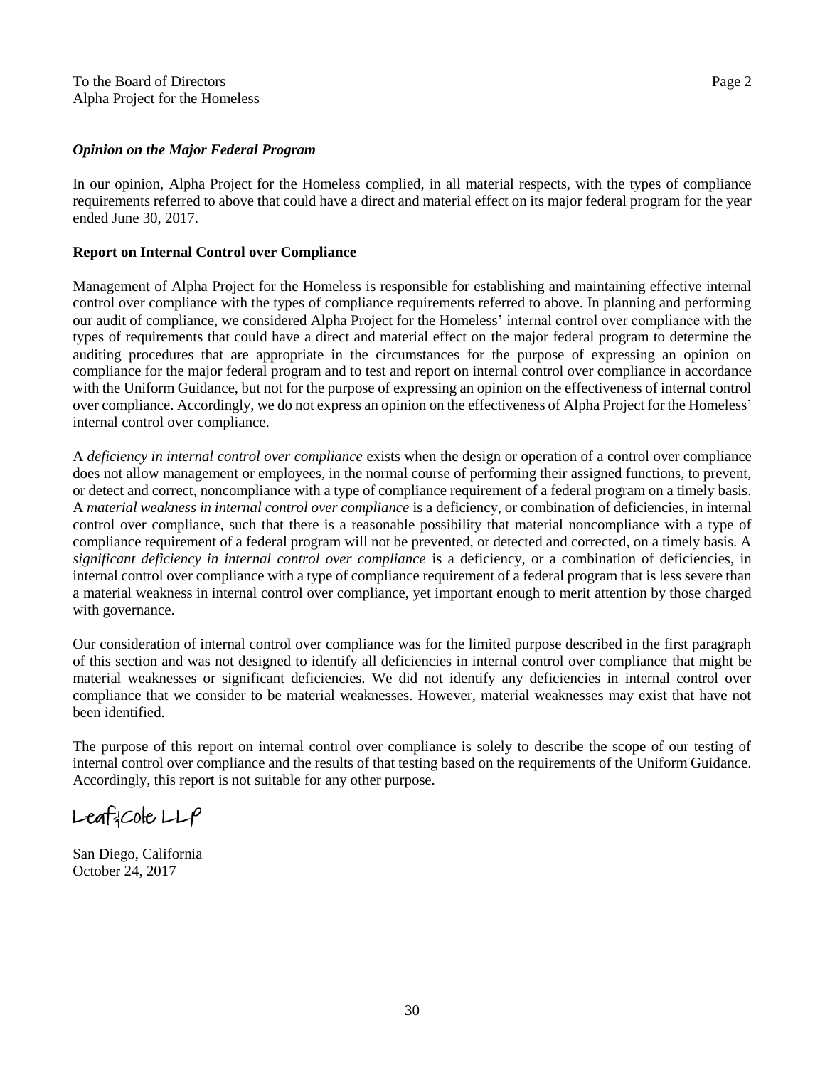### *Opinion on the Major Federal Program*

In our opinion, Alpha Project for the Homeless complied, in all material respects, with the types of compliance requirements referred to above that could have a direct and material effect on its major federal program for the year ended June 30, 2017.

## Report on Internal Control over Compliance

Management of Alpha Project for the Homeless is responsible for establishing and maintaining effective internal control over compliance with the types of compliance requirements referred to above. In planning and performing our audit of compliance, we considered Alpha Project for the Homeless' internal control over compliance with the types of requirements that could have a direct and material effect on the major federal program to determine the auditing procedures that are appropriate in the circumstances for the purpose of expressing an opinion on compliance for the major federal program and to test and report on internal control over compliance in accordance with the Uniform Guidance, but not for the purpose of expressing an opinion on the effectiveness of internal control over compliance. Accordingly, we do not express an opinion on the effectiveness of Alpha Project for the Homeless' internal control over compliance.

A *deficiency in internal control over compliance* exists when the design or operation of a control over compliance does not allow management or employees, in the normal course of performing their assigned functions, to prevent, or detect and correct, noncompliance with a type of compliance requirement of a federal program on a timely basis. A *material weakness in internal control over compliance* is a deficiency, or combination of deficiencies, in internal control over compliance, such that there is a reasonable possibility that material noncompliance with a type of compliance requirement of a federal program will not be prevented, or detected and corrected, on a timely basis. A *significant deficiency in internal control over compliance* is a deficiency, or a combination of deficiencies, in internal control over compliance with a type of compliance requirement of a federal program that is less severe than a material weakness in internal control over compliance, yet important enough to merit attention by those charged with governance.

Our consideration of internal control over compliance was for the limited purpose described in the first paragraph of this section and was not designed to identify all deficiencies in internal control over compliance that might be material weaknesses or significant deficiencies. We did not identify any deficiencies in internal control over compliance that we consider to be material weaknesses. However, material weaknesses may exist that have not been identified.

The purpose of this report on internal control over compliance is solely to describe the scope of our testing of internal control over compliance and the results of that testing based on the requirements of the Uniform Guidance. Accordingly, this report is not suitable for any other purpose.

Leaf & Cole LLP

San Diego, California
October 24, 2017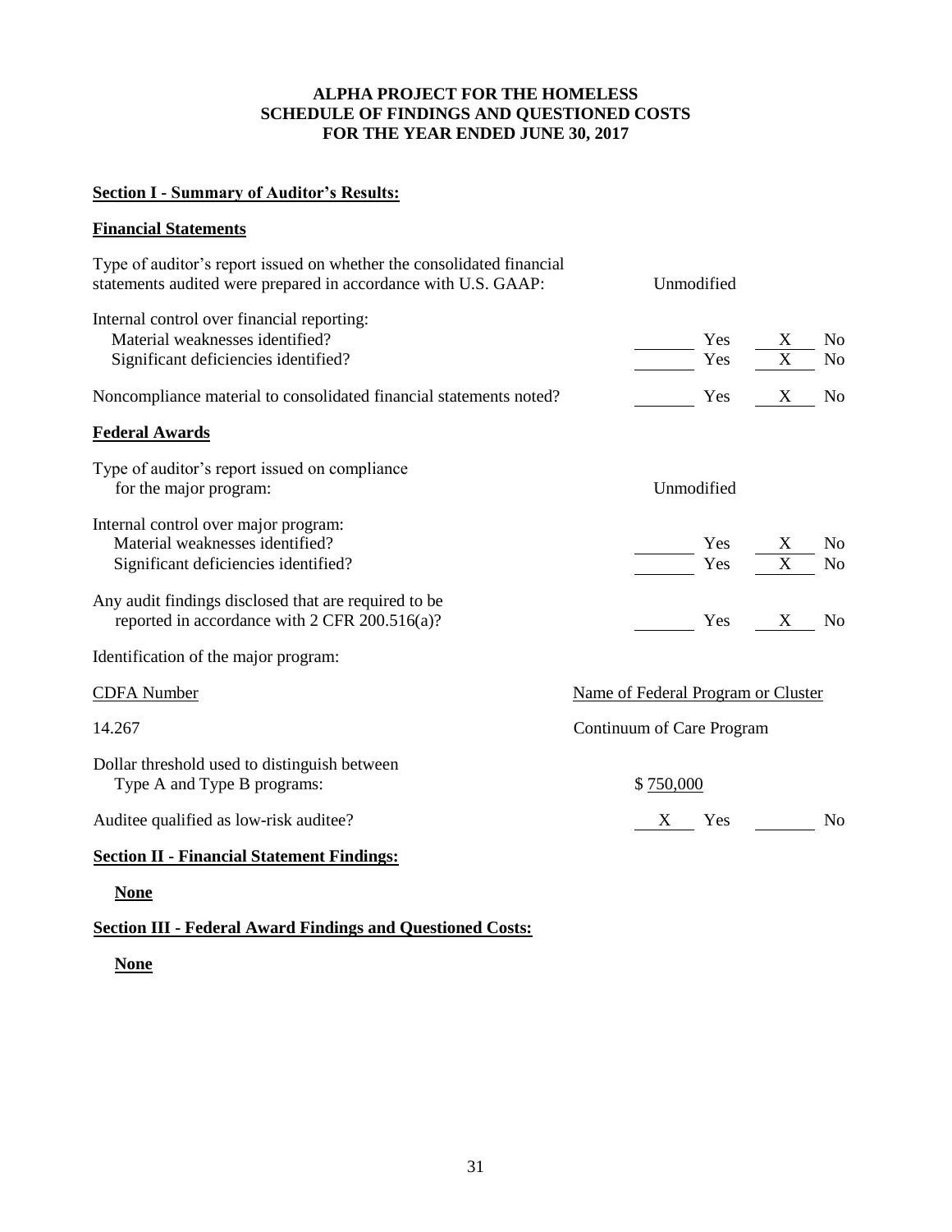**ALPHA PROJECT FOR THE HOMELESS**
**SCHEDULE OF FINDINGS AND QUESTIONED COSTS**
**FOR THE YEAR ENDED JUNE 30, 2017**

**Section I - Summary of Auditor's Results:**

**Financial Statements**

| | | | | |
|---|---|---|---|---|
| Type of auditor's report issued on whether the consolidated financial statements audited were prepared in accordance with U.S. GAAP: | Unmodified | | | |
| Internal control over financial reporting: | | | | |
| Material weaknesses identified? | ____ | Yes | X | No |
| Significant deficiencies identified? | ____ | Yes | X | No |
| Noncompliance material to consolidated financial statements noted? | ____ | Yes | X | No |

**Federal Awards**

| | | | | |
|---|---|---|---|---|
| Type of auditor's report issued on compliance for the major program: | Unmodified | | | |
| Internal control over major program: | | | | |
| Material weaknesses identified? | ____ | Yes | X | No |
| Significant deficiencies identified? | ____ | Yes | X | No |
| Any audit findings disclosed that are required to be reported in accordance with 2 CFR 200.516(a)? | ____ | Yes | X | No |

Identification of the major program:

| CDFA Number | Name of Federal Program or Cluster |
|---|---|
| 14.267 | Continuum of Care Program |

| | | | | |
|---|---|---|---|---|
| Dollar threshold used to distinguish between Type A and Type B programs: | $ 750,000 | | | |
| Auditee qualified as low-risk auditee? | X | Yes | ____ | No |

**Section II - Financial Statement Findings:**

**None**

**Section III - Federal Award Findings and Questioned Costs:**

**None**